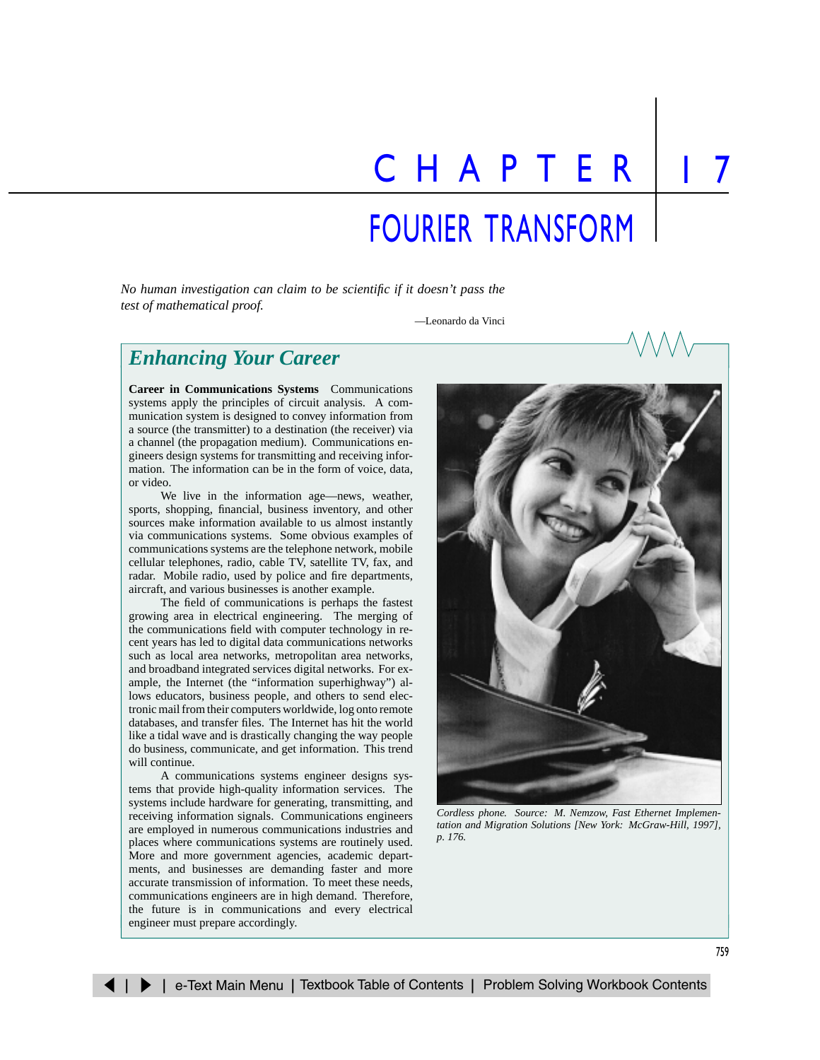# CHAPTER 17

# FOURIER TRANSFORM

*No human investigation can claim to be scientific if it doesn't pass the test of mathematical proof.*

—Leonardo da Vinci

## Enhancing Your Career

**Career in Communications Systems** Communications systems apply the principles of circuit analysis. A communication system is designed to convey information from a source (the transmitter) to a destination (the receiver) via a channel (the propagation medium). Communications engineers design systems for transmitting and receiving information. The information can be in the form of voice, data, or video.

We live in the information age—news, weather, sports, shopping, financial, business inventory, and other sources make information available to us almost instantly via communications systems. Some obvious examples of communications systems are the telephone network, mobile cellular telephones, radio, cable TV, satellite TV, fax, and radar. Mobile radio, used by police and fire departments, aircraft, and various businesses is another example.

The field of communications is perhaps the fastest growing area in electrical engineering. The merging of the communications field with computer technology in recent years has led to digital data communications networks such as local area networks, metropolitan area networks, and broadband integrated services digital networks. For example, the Internet (the "information superhighway") allows educators, business people, and others to send electronic mail from their computers worldwide, log onto remote databases, and transfer files. The Internet has hit the world like a tidal wave and is drastically changing the way people do business, communicate, and get information. This trend will continue.

A communications systems engineer designs systems that provide high-quality information services. The systems include hardware for generating, transmitting, and receiving information signals. Communications engineers are employed in numerous communications industries and places where communications systems are routinely used. More and more government agencies, academic departments, and businesses are demanding faster and more accurate transmission of information. To meet these needs, communications engineers are in high demand. Therefore, the future is in communications and every electrical engineer must prepare accordingly.

*Cordless phone. Source: M. Nemzow, Fast Ethernet Implementation and Migration Solutions [New York: McGraw-Hill, 1997], p. 176.*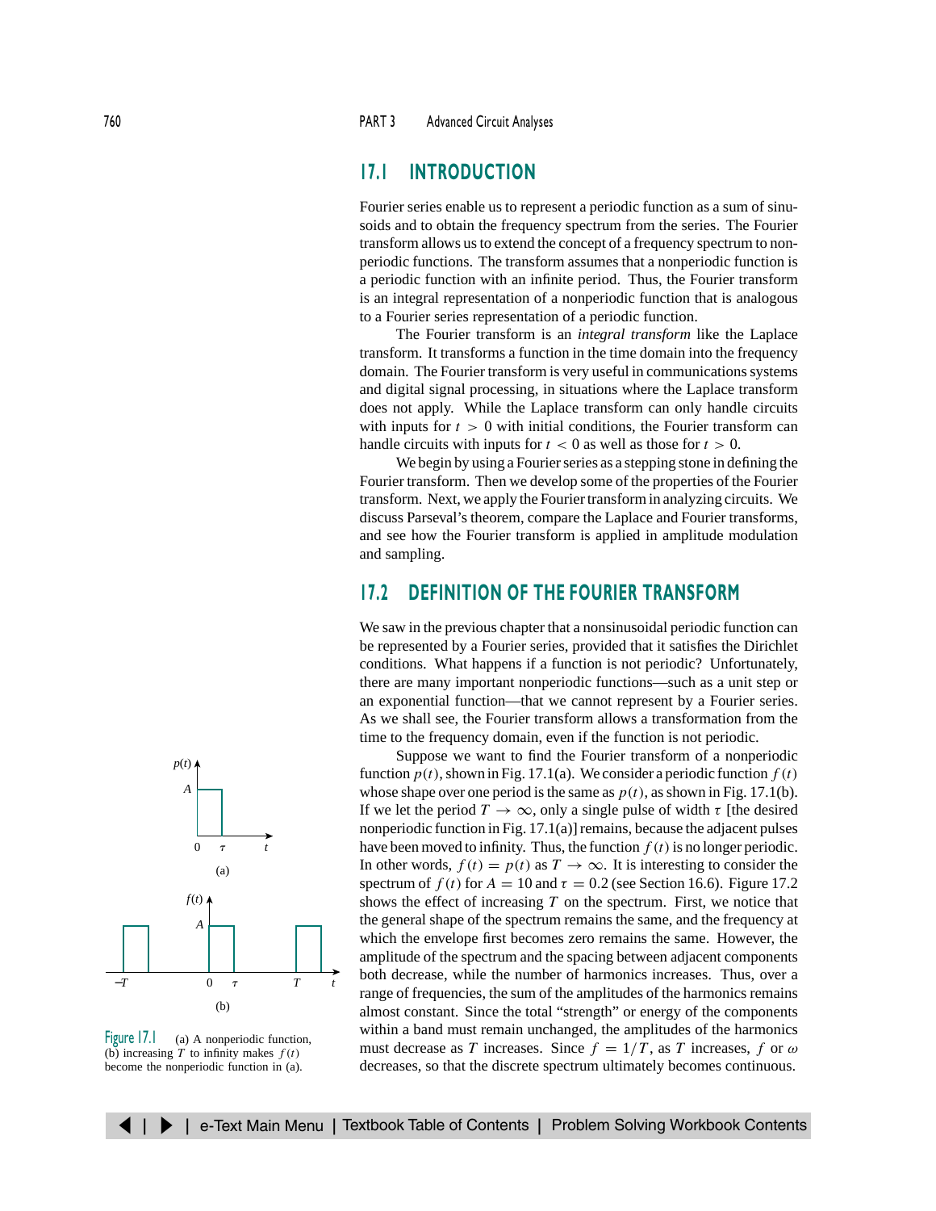## 17.1 INTRODUCTION

Fourier series enable us to represent a periodic function as a sum of sinusoids and to obtain the frequency spectrum from the series. The Fourier transform allows us to extend the concept of a frequency spectrum to nonperiodic functions. The transform assumes that a nonperiodic function is a periodic function with an infinite period. Thus, the Fourier transform is an integral representation of a nonperiodic function that is analogous to a Fourier series representation of a periodic function.

The Fourier transform is an *integral transform* like the Laplace transform. It transforms a function in the time domain into the frequency domain. The Fourier transform is very useful in communications systems and digital signal processing, in situations where the Laplace transform does not apply. While the Laplace transform can only handle circuits with inputs for $t > 0$ with initial conditions, the Fourier transform can handle circuits with inputs for $t < 0$ as well as those for $t > 0$.

We begin by using a Fourier series as a stepping stone in defining the Fourier transform. Then we develop some of the properties of the Fourier transform. Next, we apply the Fourier transform in analyzing circuits. We discuss Parseval's theorem, compare the Laplace and Fourier transforms, and see how the Fourier transform is applied in amplitude modulation and sampling.

## 17.2 DEFINITION OF THE FOURIER TRANSFORM

We saw in the previous chapter that a nonsinusoidal periodic function can be represented by a Fourier series, provided that it satisfies the Dirichlet conditions. What happens if a function is not periodic? Unfortunately, there are many important nonperiodic functions—such as a unit step or an exponential function—that we cannot represent by a Fourier series. As we shall see, the Fourier transform allows a transformation from the time to the frequency domain, even if the function is not periodic.

Suppose we want to find the Fourier transform of a nonperiodic function $p(t)$, shown in Fig. 17.1(a). We consider a periodic function $f(t)$ whose shape over one period is the same as $p(t)$, as shown in Fig. 17.1(b). If we let the period $T \to \infty$, only a single pulse of width $\tau$ [the desired nonperiodic function in Fig. 17.1(a)] remains, because the adjacent pulses have been moved to infinity. Thus, the function $f(t)$ is no longer periodic. In other words, $f(t) = p(t)$ as $T \to \infty$. It is interesting to consider the spectrum of $f(t)$ for $A = 10$ and $\tau = 0.2$ (see Section 16.6). Figure 17.2 shows the effect of increasing $T$ on the spectrum. First, we notice that the general shape of the spectrum remains the same, and the frequency at which the envelope first becomes zero remains the same. However, the amplitude of the spectrum and the spacing between adjacent components both decrease, while the number of harmonics increases. Thus, over a range of frequencies, the sum of the amplitudes of the harmonics remains almost constant. Since the total "strength" or energy of the components within a band must remain unchanged, the amplitudes of the harmonics must decrease as $T$ increases. Since $f = 1/T$, as $T$ increases, $f$ or $\omega$ decreases, so that the discrete spectrum ultimately becomes continuous.

p(t)
A
0 τ t
(a)

f(t)
A
−T 0 τ T t
(b)

Figure 17.1 (a) A nonperiodic function, (b) increasing $T$ to infinity makes $f(t)$ become the nonperiodic function in (a).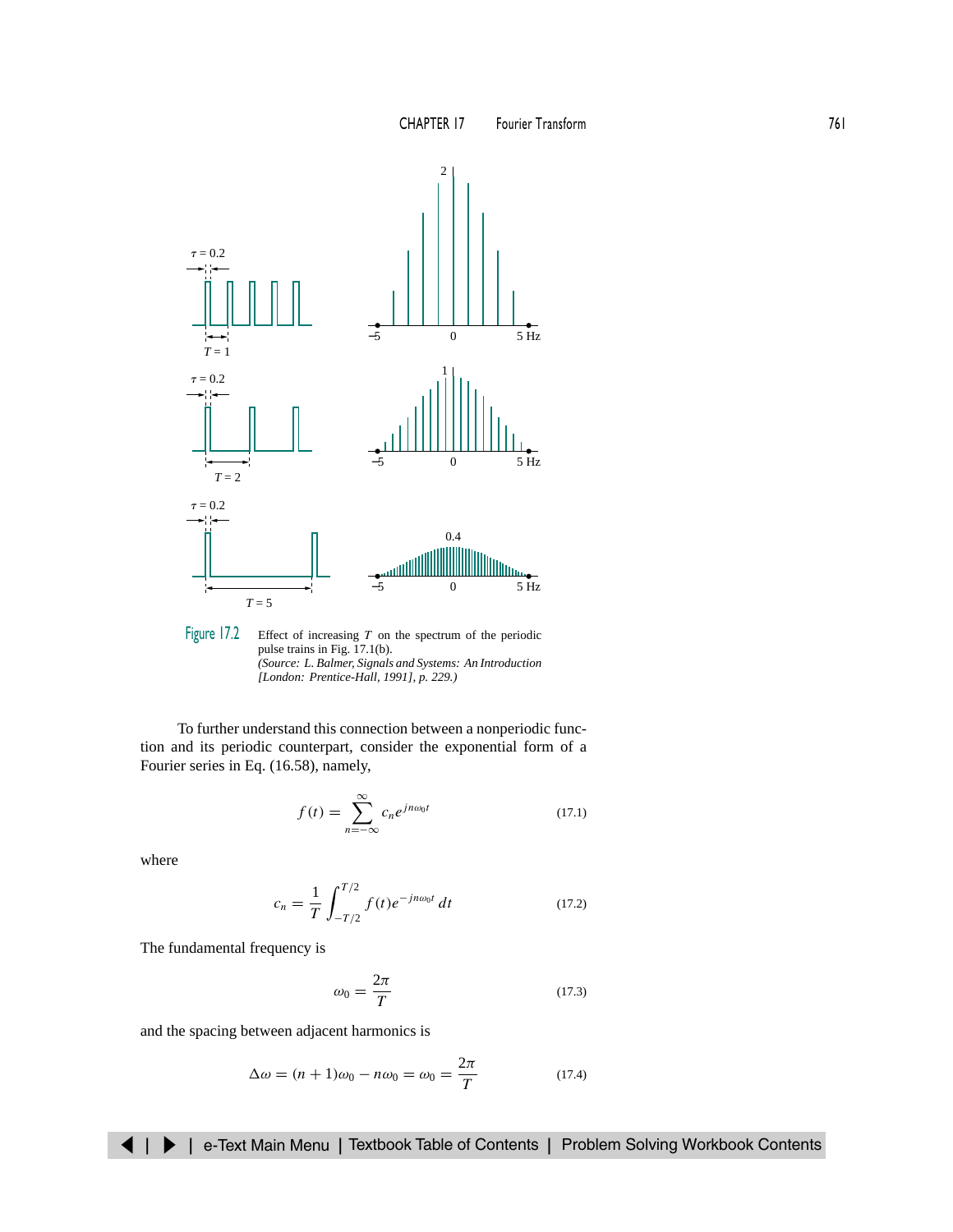Figure 17.2 Effect of increasing $T$ on the spectrum of the periodic pulse trains in Fig. 17.1(b). *(Source: L. Balmer, Signals and Systems: An Introduction [London: Prentice-Hall, 1991], p. 229.)*

To further understand this connection between a nonperiodic function and its periodic counterpart, consider the exponential form of a Fourier series in Eq. (16.58), namely,

$$f(t) = \sum_{n=-\infty}^{\infty} c_n e^{jn\omega_0 t} \tag{17.1}$$

where

$$c_n = \frac{1}{T}\int_{-T/2}^{T/2} f(t)e^{-jn\omega_0 t}\,dt \tag{17.2}$$

The fundamental frequency is

$$\omega_0 = \frac{2\pi}{T} \tag{17.3}$$

and the spacing between adjacent harmonics is

$$\Delta\omega = (n+1)\omega_0 - n\omega_0 = \omega_0 = \frac{2\pi}{T} \tag{17.4}$$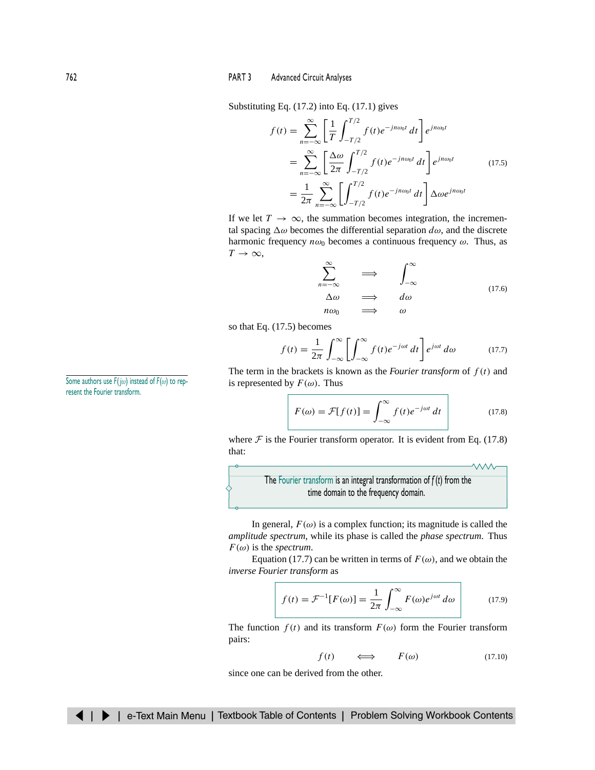Substituting Eq. (17.2) into Eq. (17.1) gives

$$
\begin{aligned}
f(t) &= \sum_{n=-\infty}^{\infty} \left[ \frac{1}{T} \int_{-T/2}^{T/2} f(t) e^{-jn\omega_0 t}\, dt \right] e^{jn\omega_0 t} \\
&= \sum_{n=-\infty}^{\infty} \left[ \frac{\Delta\omega}{2\pi} \int_{-T/2}^{T/2} f(t) e^{-jn\omega_0 t}\, dt \right] e^{jn\omega_0 t} \\
&= \frac{1}{2\pi} \sum_{n=-\infty}^{\infty} \left[ \int_{-T/2}^{T/2} f(t) e^{-jn\omega_0 t}\, dt \right] \Delta\omega e^{jn\omega_0 t}
\end{aligned}
\tag{17.5}
$$

If we let $T \to \infty$, the summation becomes integration, the incremental spacing $\Delta\omega$ becomes the differential separation $d\omega$, and the discrete harmonic frequency $n\omega_0$ becomes a continuous frequency $\omega$. Thus, as $T \to \infty$,

$$
\begin{aligned}
\sum_{n=-\infty}^{\infty} &\implies \int_{-\infty}^{\infty} \\
\Delta\omega &\implies d\omega \\
n\omega_0 &\implies \omega
\end{aligned}
\tag{17.6}
$$

so that Eq. (17.5) becomes

$$
f(t) = \frac{1}{2\pi} \int_{-\infty}^{\infty} \left[ \int_{-\infty}^{\infty} f(t) e^{-j\omega t}\, dt \right] e^{j\omega t}\, d\omega \tag{17.7}
$$

The term in the brackets is known as the *Fourier transform* of $f(t)$ and is represented by $F(\omega)$. Thus

Some authors use $F(j\omega)$ instead of $F(\omega)$ to represent the Fourier transform.

$$
F(\omega) = \mathcal{F}[f(t)] = \int_{-\infty}^{\infty} f(t) e^{-j\omega t}\, dt \tag{17.8}
$$

where $\mathcal{F}$ is the Fourier transform operator. It is evident from Eq. (17.8) that:

> The Fourier transform is an integral transformation of $f(t)$ from the time domain to the frequency domain.

In general, $F(\omega)$ is a complex function; its magnitude is called the *amplitude spectrum*, while its phase is called the *phase spectrum*. Thus $F(\omega)$ is the *spectrum*.

Equation (17.7) can be written in terms of $F(\omega)$, and we obtain the *inverse Fourier transform* as

$$
f(t) = \mathcal{F}^{-1}[F(\omega)] = \frac{1}{2\pi} \int_{-\infty}^{\infty} F(\omega) e^{j\omega t}\, d\omega \tag{17.9}
$$

The function $f(t)$ and its transform $F(\omega)$ form the Fourier transform pairs:

$$
f(t) \iff F(\omega) \tag{17.10}
$$

since one can be derived from the other.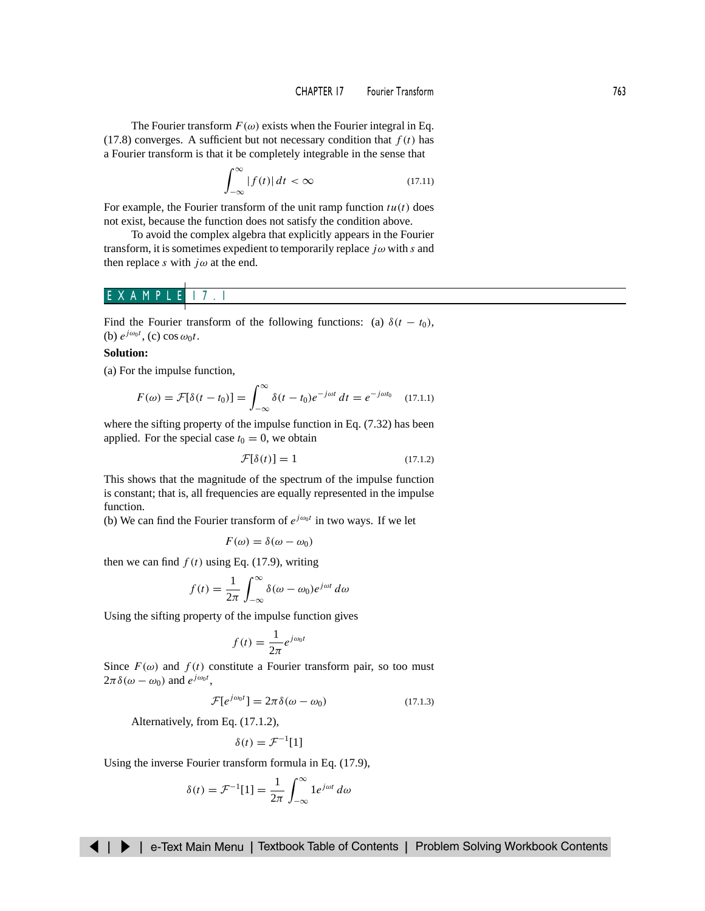The Fourier transform $F(\omega)$ exists when the Fourier integral in Eq. (17.8) converges. A sufficient but not necessary condition that $f(t)$ has a Fourier transform is that it be completely integrable in the sense that

$$\int_{-\infty}^{\infty} |f(t)|\, dt < \infty \tag{17.11}$$

For example, the Fourier transform of the unit ramp function $tu(t)$ does not exist, because the function does not satisfy the condition above.

To avoid the complex algebra that explicitly appears in the Fourier transform, it is sometimes expedient to temporarily replace $j\omega$ with $s$ and then replace $s$ with $j\omega$ at the end.

## EXAMPLE 17.1

Find the Fourier transform of the following functions: (a) $\delta(t - t_0)$, (b) $e^{j\omega_0 t}$, (c) $\cos \omega_0 t$.

**Solution:**

(a) For the impulse function,

$$F(\omega) = \mathcal{F}[\delta(t - t_0)] = \int_{-\infty}^{\infty} \delta(t - t_0) e^{-j\omega t}\, dt = e^{-j\omega t_0} \tag{17.1.1}$$

where the sifting property of the impulse function in Eq. (7.32) has been applied. For the special case $t_0 = 0$, we obtain

$$\mathcal{F}[\delta(t)] = 1 \tag{17.1.2}$$

This shows that the magnitude of the spectrum of the impulse function is constant; that is, all frequencies are equally represented in the impulse function.

(b) We can find the Fourier transform of $e^{j\omega_0 t}$ in two ways. If we let

$$F(\omega) = \delta(\omega - \omega_0)$$

then we can find $f(t)$ using Eq. (17.9), writing

$$f(t) = \frac{1}{2\pi} \int_{-\infty}^{\infty} \delta(\omega - \omega_0) e^{j\omega t}\, d\omega$$

Using the sifting property of the impulse function gives

$$f(t) = \frac{1}{2\pi} e^{j\omega_0 t}$$

Since $F(\omega)$ and $f(t)$ constitute a Fourier transform pair, so too must $2\pi\delta(\omega - \omega_0)$ and $e^{j\omega_0 t}$,

$$\mathcal{F}[e^{j\omega_0 t}] = 2\pi\delta(\omega - \omega_0) \tag{17.1.3}$$

Alternatively, from Eq. (17.1.2),

$$\delta(t) = \mathcal{F}^{-1}[1]$$

Using the inverse Fourier transform formula in Eq. (17.9),

$$\delta(t) = \mathcal{F}^{-1}[1] = \frac{1}{2\pi} \int_{-\infty}^{\infty} 1 e^{j\omega t}\, d\omega$$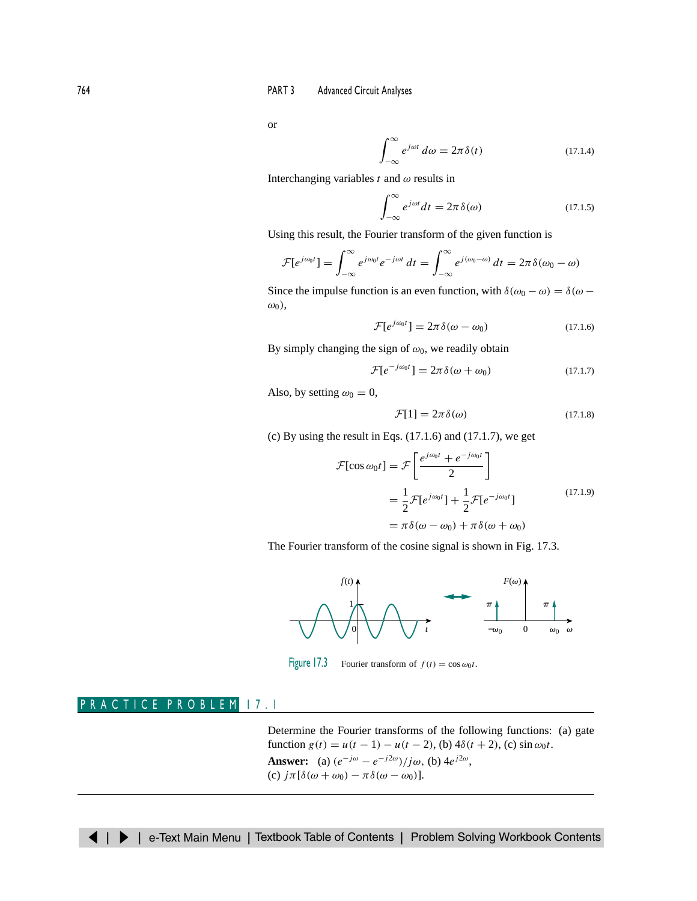or

$$\int_{-\infty}^{\infty} e^{j\omega t}\, d\omega = 2\pi\delta(t) \tag{17.1.4}$$

Interchanging variables $t$ and $\omega$ results in

$$\int_{-\infty}^{\infty} e^{j\omega t} dt = 2\pi\delta(\omega) \tag{17.1.5}$$

Using this result, the Fourier transform of the given function is

$$\mathcal{F}[e^{j\omega_0 t}] = \int_{-\infty}^{\infty} e^{j\omega_0 t} e^{-j\omega t}\, dt = \int_{-\infty}^{\infty} e^{j(\omega_0-\omega)}\, dt = 2\pi\delta(\omega_0 - \omega)$$

Since the impulse function is an even function, with $\delta(\omega_0 - \omega) = \delta(\omega - \omega_0)$,

$$\mathcal{F}[e^{j\omega_0 t}] = 2\pi\delta(\omega - \omega_0) \tag{17.1.6}$$

By simply changing the sign of $\omega_0$, we readily obtain

$$\mathcal{F}[e^{-j\omega_0 t}] = 2\pi\delta(\omega + \omega_0) \tag{17.1.7}$$

Also, by setting $\omega_0 = 0$,

$$\mathcal{F}[1] = 2\pi\delta(\omega) \tag{17.1.8}$$

(c) By using the result in Eqs. (17.1.6) and (17.1.7), we get

$$\begin{aligned}
\mathcal{F}[\cos\omega_0 t] &= \mathcal{F}\left[\frac{e^{j\omega_0 t} + e^{-j\omega_0 t}}{2}\right] \\
&= \frac{1}{2}\mathcal{F}[e^{j\omega_0 t}] + \frac{1}{2}\mathcal{F}[e^{-j\omega_0 t}] \\
&= \pi\delta(\omega - \omega_0) + \pi\delta(\omega + \omega_0)
\end{aligned} \tag{17.1.9}$$

The Fourier transform of the cosine signal is shown in Fig. 17.3.

Figure 17.3 Fourier transform of $f(t) = \cos\omega_0 t$.

## PRACTICE PROBLEM 17.1

Determine the Fourier transforms of the following functions: (a) gate function $g(t) = u(t-1) - u(t-2)$, (b) $4\delta(t+2)$, (c) $\sin\omega_0 t$.

**Answer:** (a) $(e^{-j\omega} - e^{-j2\omega})/j\omega$, (b) $4e^{j2\omega}$, (c) $j\pi[\delta(\omega + \omega_0) - \pi\delta(\omega - \omega_0)]$.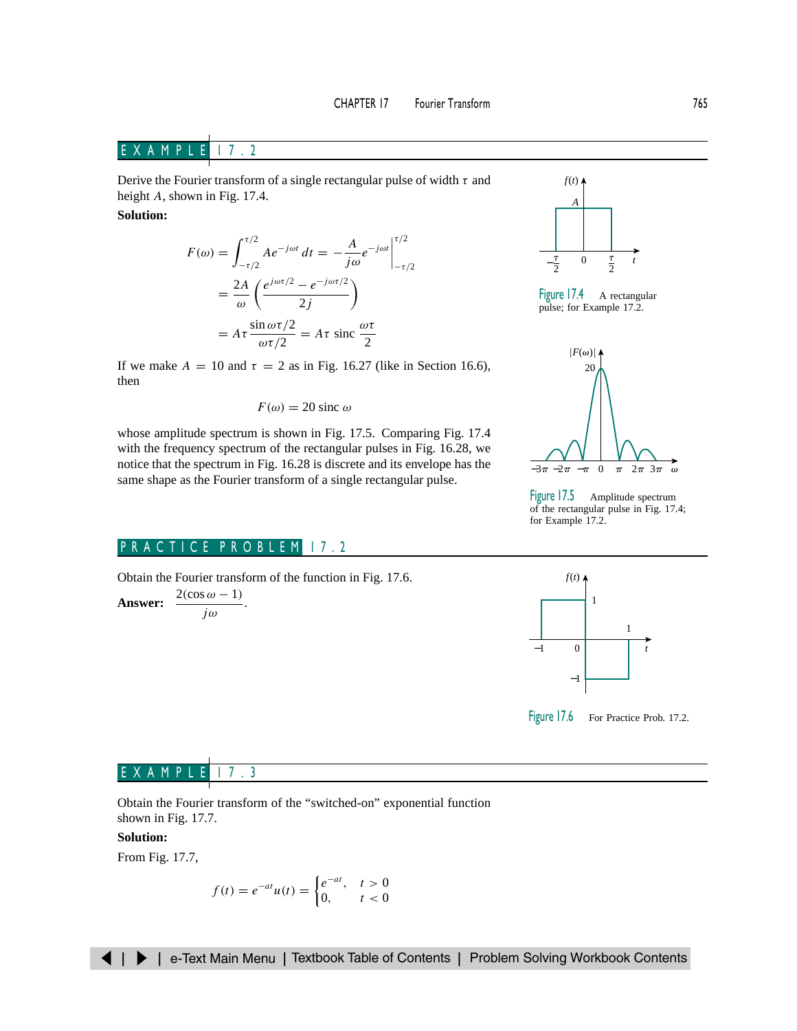## EXAMPLE 17.2

Derive the Fourier transform of a single rectangular pulse of width $\tau$ and height $A$, shown in Fig. 17.4.

**Solution:**

$$
\begin{aligned}
F(\omega) &= \int_{-\tau/2}^{\tau/2} Ae^{-j\omega t}\,dt = -\frac{A}{j\omega}e^{-j\omega t}\Big|_{-\tau/2}^{\tau/2} \\
&= \frac{2A}{\omega}\left(\frac{e^{j\omega\tau/2} - e^{-j\omega\tau/2}}{2j}\right) \\
&= A\tau\frac{\sin \omega\tau/2}{\omega\tau/2} = A\tau \operatorname{sinc} \frac{\omega\tau}{2}
\end{aligned}
$$

If we make $A = 10$ and $\tau = 2$ as in Fig. 16.27 (like in Section 16.6), then

$$F(\omega) = 20 \operatorname{sinc} \omega$$

whose amplitude spectrum is shown in Fig. 17.5. Comparing Fig. 17.4 with the frequency spectrum of the rectangular pulses in Fig. 16.28, we notice that the spectrum in Fig. 16.28 is discrete and its envelope has the same shape as the Fourier transform of a single rectangular pulse.

Figure 17.4 A rectangular pulse; for Example 17.2.

Figure 17.5 Amplitude spectrum of the rectangular pulse in Fig. 17.4; for Example 17.2.

## PRACTICE PROBLEM 17.2

Obtain the Fourier transform of the function in Fig. 17.6.

**Answer:** $\dfrac{2(\cos \omega - 1)}{j\omega}$.

Figure 17.6 For Practice Prob. 17.2.

## EXAMPLE 17.3

Obtain the Fourier transform of the "switched-on" exponential function shown in Fig. 17.7.

**Solution:**

From Fig. 17.7,

$$f(t) = e^{-at}u(t) = \begin{cases} e^{-at}, & t > 0 \\ 0, & t < 0 \end{cases}$$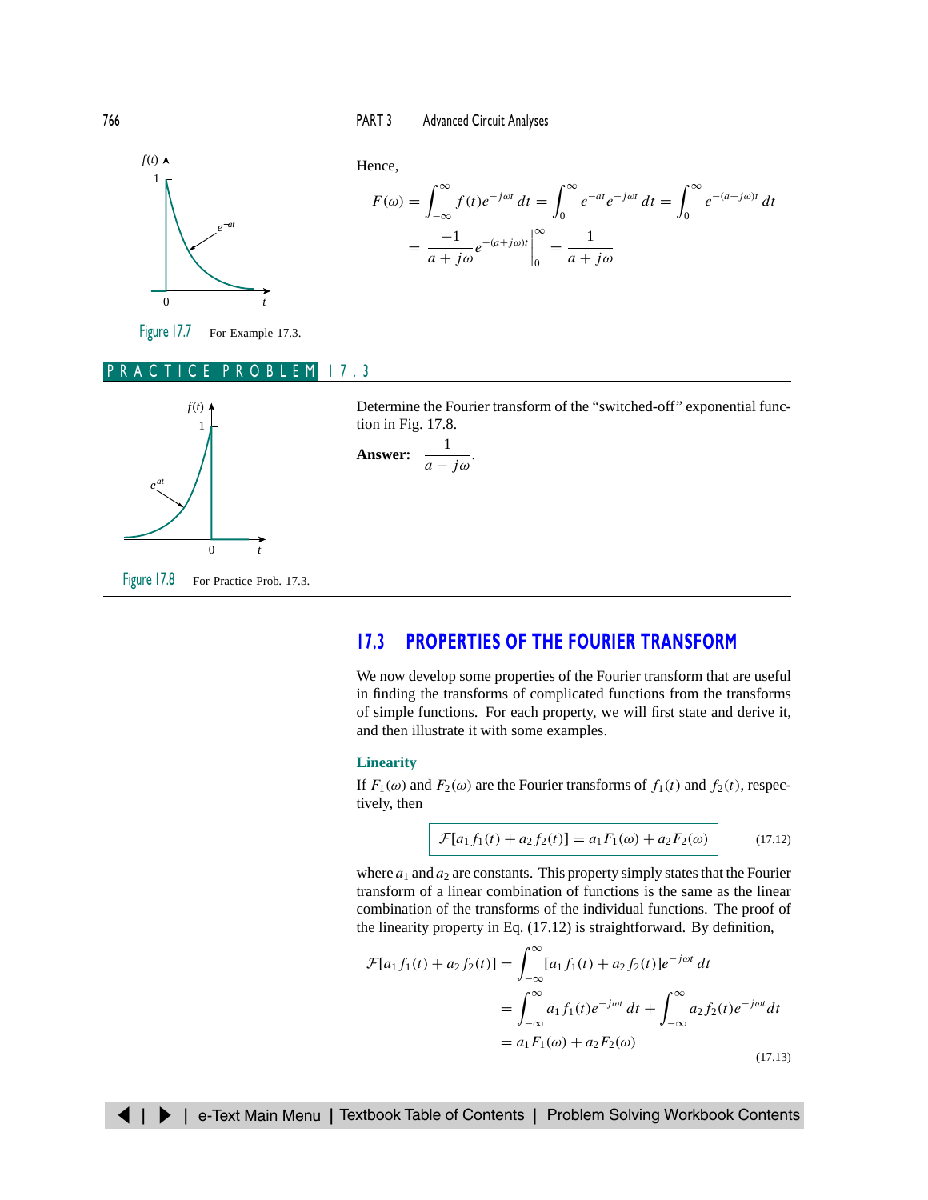Hence,

$$F(\omega) = \int_{-\infty}^{\infty} f(t)e^{-j\omega t}\,dt = \int_{0}^{\infty} e^{-at}e^{-j\omega t}\,dt = \int_{0}^{\infty} e^{-(a+j\omega)t}\,dt$$

$$= \frac{-1}{a+j\omega}e^{-(a+j\omega)t}\Big|_{0}^{\infty} = \frac{1}{a+j\omega}$$

Figure 17.7 For Example 17.3.

## PRACTICE PROBLEM 17.3

Determine the Fourier transform of the "switched-off" exponential function in Fig. 17.8.

**Answer:** $\dfrac{1}{a-j\omega}$.

Figure 17.8 For Practice Prob. 17.3.

## 17.3 PROPERTIES OF THE FOURIER TRANSFORM

We now develop some properties of the Fourier transform that are useful in finding the transforms of complicated functions from the transforms of simple functions. For each property, we will first state and derive it, and then illustrate it with some examples.

### Linearity

If $F_1(\omega)$ and $F_2(\omega)$ are the Fourier transforms of $f_1(t)$ and $f_2(t)$, respectively, then

$$\mathcal{F}[a_1 f_1(t) + a_2 f_2(t)] = a_1 F_1(\omega) + a_2 F_2(\omega) \tag{17.12}$$

where $a_1$ and $a_2$ are constants. This property simply states that the Fourier transform of a linear combination of functions is the same as the linear combination of the transforms of the individual functions. The proof of the linearity property in Eq. (17.12) is straightforward. By definition,

$$\begin{aligned}
\mathcal{F}[a_1 f_1(t) + a_2 f_2(t)] &= \int_{-\infty}^{\infty} [a_1 f_1(t) + a_2 f_2(t)]e^{-j\omega t}\,dt \\
&= \int_{-\infty}^{\infty} a_1 f_1(t)e^{-j\omega t}\,dt + \int_{-\infty}^{\infty} a_2 f_2(t)e^{-j\omega t}\,dt \\
&= a_1 F_1(\omega) + a_2 F_2(\omega)
\end{aligned} \tag{17.13}$$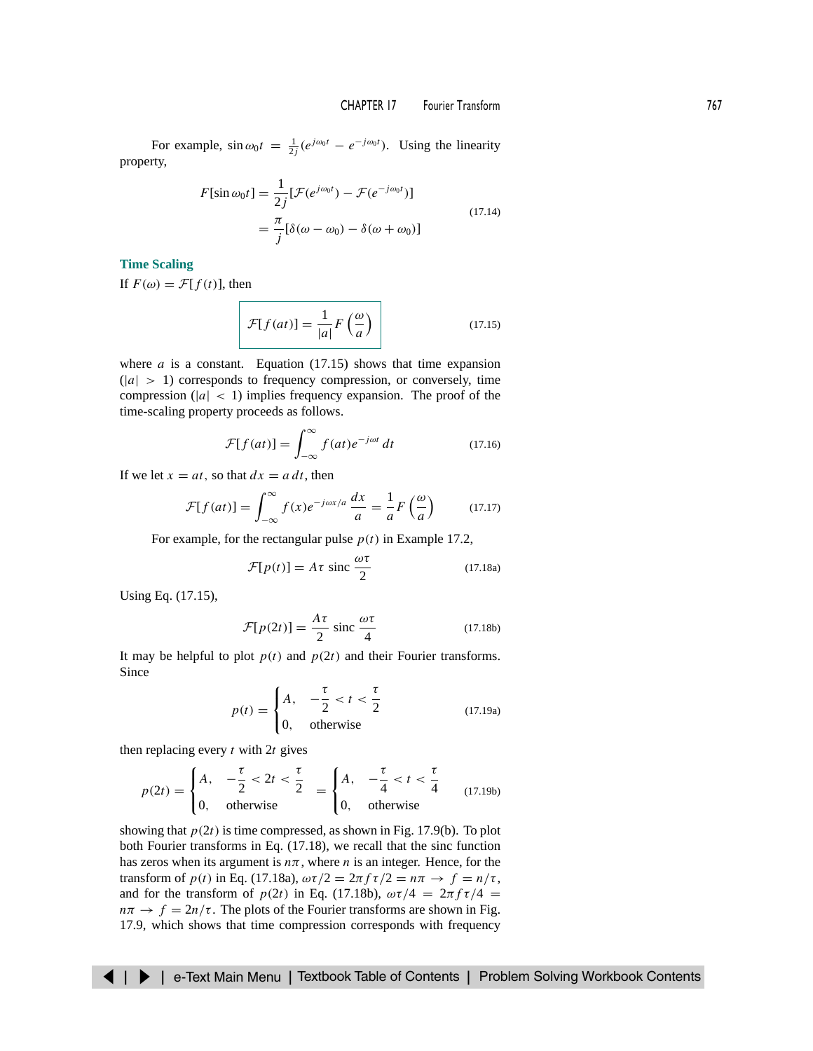For example, $\sin \omega_0 t = \frac{1}{2j}(e^{j\omega_0 t} - e^{-j\omega_0 t})$. Using the linearity property,

$$F[\sin \omega_0 t] = \frac{1}{2j}[\mathcal{F}(e^{j\omega_0 t}) - \mathcal{F}(e^{-j\omega_0 t})] \\ = \frac{\pi}{j}[\delta(\omega - \omega_0) - \delta(\omega + \omega_0)] \tag{17.14}$$

### Time Scaling

If $F(\omega) = \mathcal{F}[f(t)]$, then

$$\mathcal{F}[f(at)] = \frac{1}{|a|}F\left(\frac{\omega}{a}\right) \tag{17.15}$$

where $a$ is a constant. Equation (17.15) shows that time expansion ($|a| > 1$) corresponds to frequency compression, or conversely, time compression ($|a| < 1$) implies frequency expansion. The proof of the time-scaling property proceeds as follows.

$$\mathcal{F}[f(at)] = \int_{-\infty}^{\infty} f(at)e^{-j\omega t}\,dt \tag{17.16}$$

If we let $x = at$, so that $dx = a\,dt$, then

$$\mathcal{F}[f(at)] = \int_{-\infty}^{\infty} f(x)e^{-j\omega x/a}\,\frac{dx}{a} = \frac{1}{a}F\left(\frac{\omega}{a}\right) \tag{17.17}$$

For example, for the rectangular pulse $p(t)$ in Example 17.2,

$$\mathcal{F}[p(t)] = A\tau \text{ sinc } \frac{\omega\tau}{2} \tag{17.18a}$$

Using Eq. (17.15),

$$\mathcal{F}[p(2t)] = \frac{A\tau}{2} \text{ sinc } \frac{\omega\tau}{4} \tag{17.18b}$$

It may be helpful to plot $p(t)$ and $p(2t)$ and their Fourier transforms. Since

$$p(t) = \begin{cases} A, & -\dfrac{\tau}{2} < t < \dfrac{\tau}{2} \\ 0, & \text{otherwise} \end{cases} \tag{17.19a}$$

then replacing every $t$ with $2t$ gives

$$p(2t) = \begin{cases} A, & -\dfrac{\tau}{2} < 2t < \dfrac{\tau}{2} \\ 0, & \text{otherwise} \end{cases} = \begin{cases} A, & -\dfrac{\tau}{4} < t < \dfrac{\tau}{4} \\ 0, & \text{otherwise} \end{cases} \tag{17.19b}$$

showing that $p(2t)$ is time compressed, as shown in Fig. 17.9(b). To plot both Fourier transforms in Eq. (17.18), we recall that the sinc function has zeros when its argument is $n\pi$, where $n$ is an integer. Hence, for the transform of $p(t)$ in Eq. (17.18a), $\omega\tau/2 = 2\pi f\tau/2 = n\pi \to f = n/\tau$, and for the transform of $p(2t)$ in Eq. (17.18b), $\omega\tau/4 = 2\pi f\tau/4 = n\pi \to f = 2n/\tau$. The plots of the Fourier transforms are shown in Fig. 17.9, which shows that time compression corresponds with frequency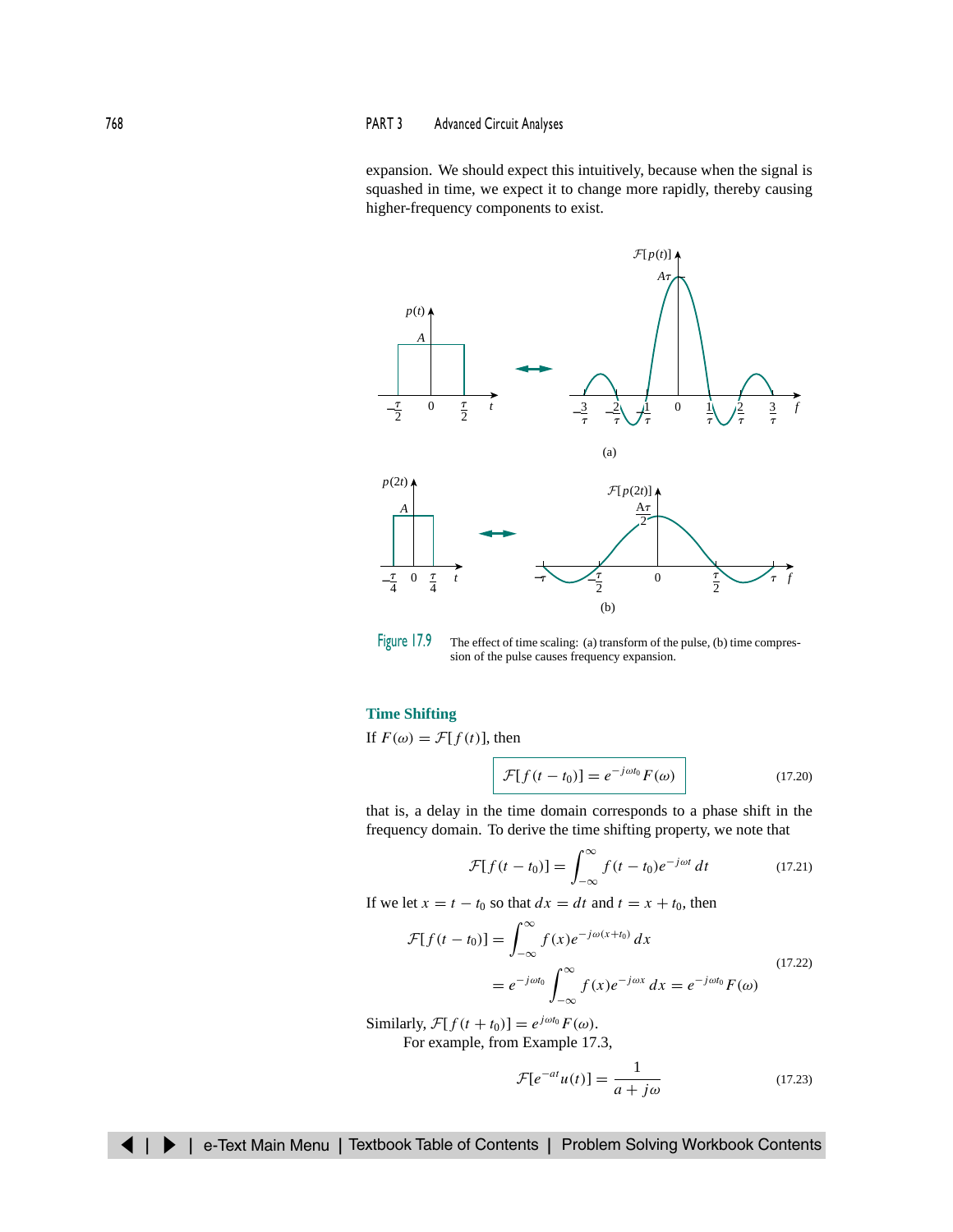expansion. We should expect this intuitively, because when the signal is squashed in time, we expect it to change more rapidly, thereby causing higher-frequency components to exist.

Figure 17.9 The effect of time scaling: (a) transform of the pulse, (b) time compression of the pulse causes frequency expansion.

### Time Shifting

If $F(\omega) = \mathcal{F}[f(t)]$, then

$$\mathcal{F}[f(t - t_0)] = e^{-j\omega t_0} F(\omega) \tag{17.20}$$

that is, a delay in the time domain corresponds to a phase shift in the frequency domain. To derive the time shifting property, we note that

$$\mathcal{F}[f(t - t_0)] = \int_{-\infty}^{\infty} f(t - t_0) e^{-j\omega t}\, dt \tag{17.21}$$

If we let $x = t - t_0$ so that $dx = dt$ and $t = x + t_0$, then

$$\begin{aligned}
\mathcal{F}[f(t - t_0)] &= \int_{-\infty}^{\infty} f(x) e^{-j\omega(x + t_0)}\, dx \\
&= e^{-j\omega t_0} \int_{-\infty}^{\infty} f(x) e^{-j\omega x}\, dx = e^{-j\omega t_0} F(\omega)
\end{aligned} \tag{17.22}$$

Similarly, $\mathcal{F}[f(t + t_0)] = e^{j\omega t_0} F(\omega)$.

For example, from Example 17.3,

$$\mathcal{F}[e^{-at} u(t)] = \frac{1}{a + j\omega} \tag{17.23}$$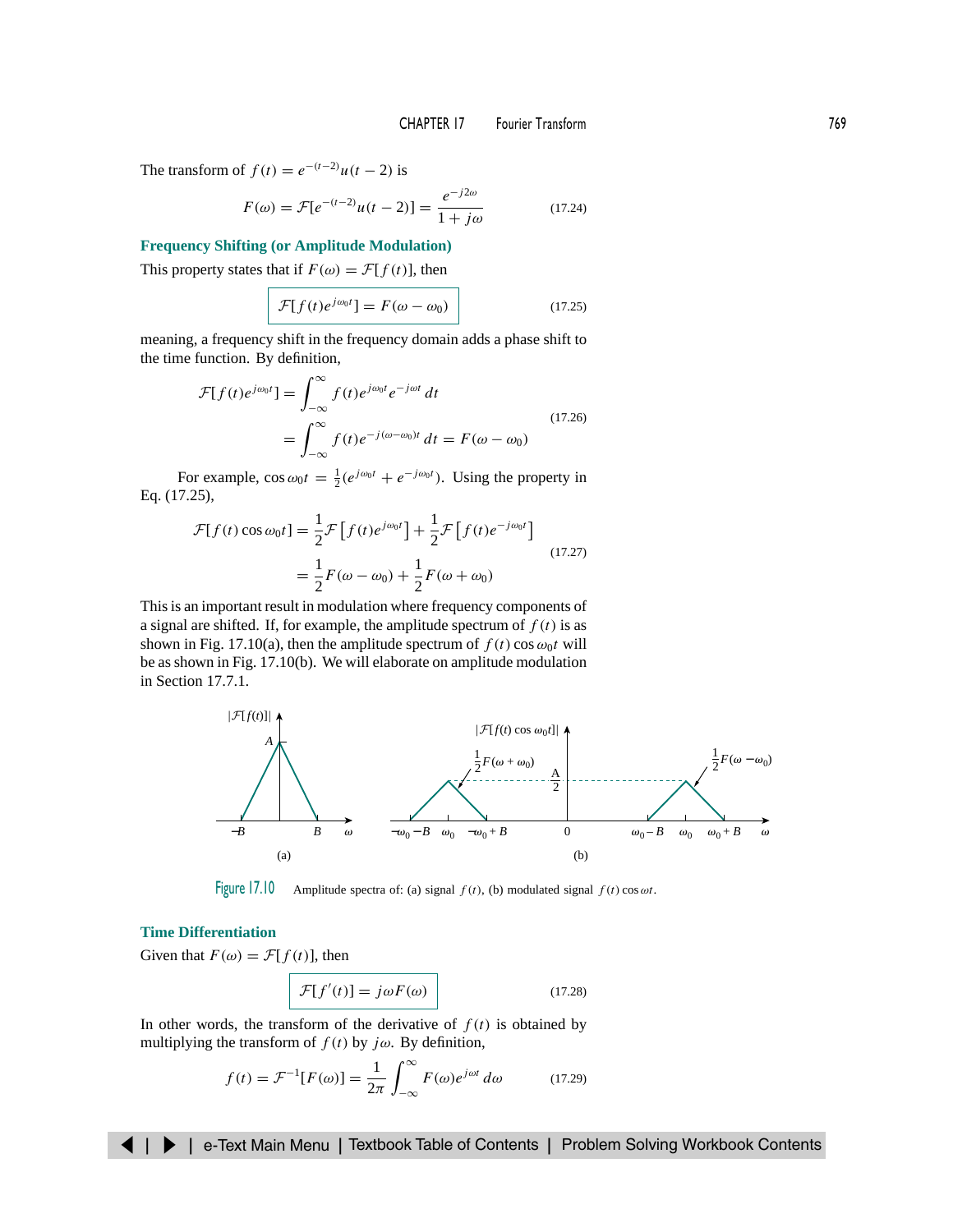The transform of $f(t) = e^{-(t-2)}u(t-2)$ is

$$F(\omega) = \mathcal{F}[e^{-(t-2)}u(t-2)] = \frac{e^{-j2\omega}}{1+j\omega} \tag{17.24}$$

### Frequency Shifting (or Amplitude Modulation)

This property states that if $F(\omega) = \mathcal{F}[f(t)]$, then

$$\mathcal{F}[f(t)e^{j\omega_0 t}] = F(\omega - \omega_0) \tag{17.25}$$

meaning, a frequency shift in the frequency domain adds a phase shift to the time function. By definition,

$$\begin{aligned}
\mathcal{F}[f(t)e^{j\omega_0 t}] &= \int_{-\infty}^{\infty} f(t)e^{j\omega_0 t}e^{-j\omega t}\, dt \\
&= \int_{-\infty}^{\infty} f(t)e^{-j(\omega-\omega_0)t}\, dt = F(\omega - \omega_0)
\end{aligned} \tag{17.26}$$

For example, $\cos\omega_0 t = \frac{1}{2}(e^{j\omega_0 t} + e^{-j\omega_0 t})$. Using the property in Eq. (17.25),

$$\begin{aligned}
\mathcal{F}[f(t)\cos\omega_0 t] &= \frac{1}{2}\mathcal{F}\left[f(t)e^{j\omega_0 t}\right] + \frac{1}{2}\mathcal{F}\left[f(t)e^{-j\omega_0 t}\right] \\
&= \frac{1}{2}F(\omega - \omega_0) + \frac{1}{2}F(\omega + \omega_0)
\end{aligned} \tag{17.27}$$

This is an important result in modulation where frequency components of a signal are shifted. If, for example, the amplitude spectrum of $f(t)$ is as shown in Fig. 17.10(a), then the amplitude spectrum of $f(t)\cos\omega_0 t$ will be as shown in Fig. 17.10(b). We will elaborate on amplitude modulation in Section 17.7.1.

Figure 17.10 Amplitude spectra of: (a) signal $f(t)$, (b) modulated signal $f(t)\cos\omega t$.

### Time Differentiation

Given that $F(\omega) = \mathcal{F}[f(t)]$, then

$$\mathcal{F}[f'(t)] = j\omega F(\omega) \tag{17.28}$$

In other words, the transform of the derivative of $f(t)$ is obtained by multiplying the transform of $f(t)$ by $j\omega$. By definition,

$$f(t) = \mathcal{F}^{-1}[F(\omega)] = \frac{1}{2\pi}\int_{-\infty}^{\infty} F(\omega)e^{j\omega t}\, d\omega \tag{17.29}$$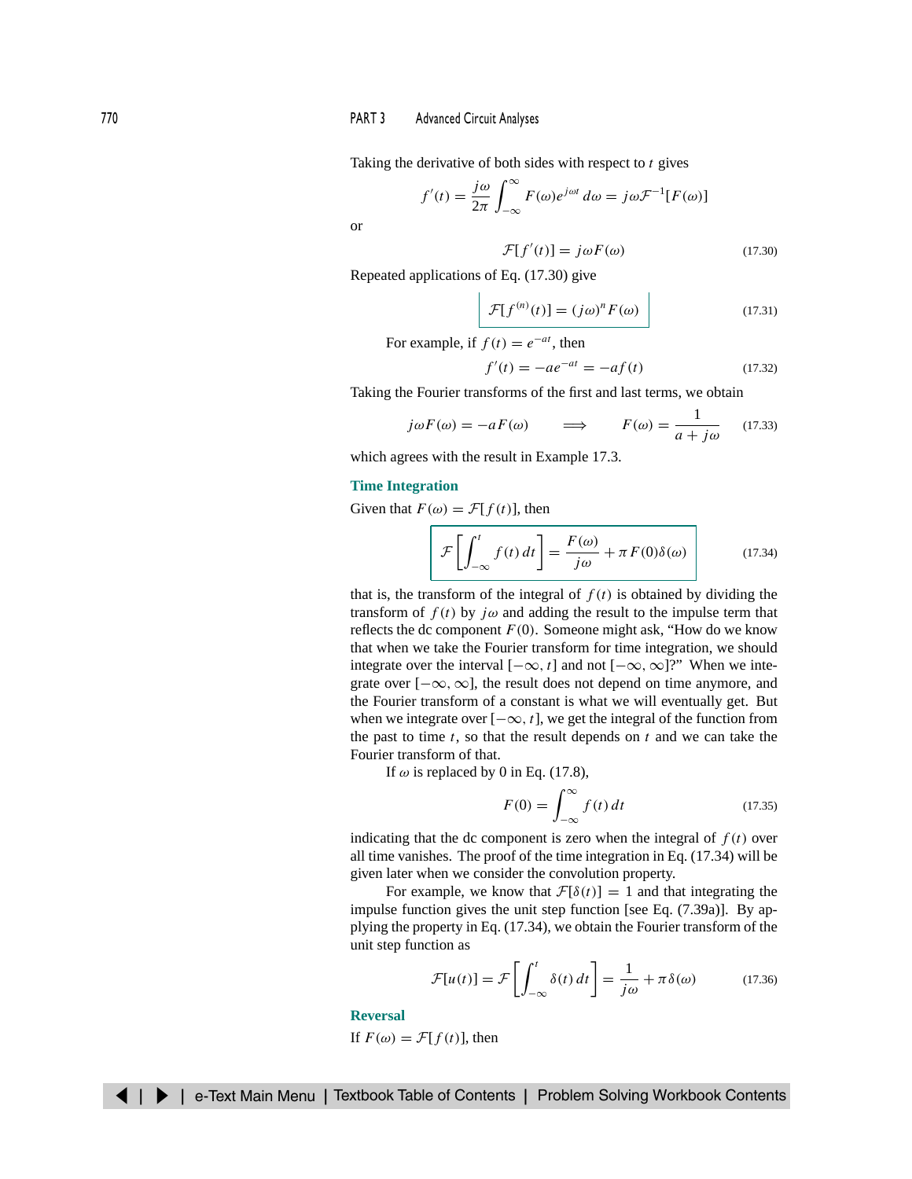Taking the derivative of both sides with respect to $t$ gives

$$f'(t) = \frac{j\omega}{2\pi}\int_{-\infty}^{\infty} F(\omega)e^{j\omega t}\, d\omega = j\omega\mathcal{F}^{-1}[F(\omega)]$$

or

$$\mathcal{F}[f'(t)] = j\omega F(\omega) \tag{17.30}$$

Repeated applications of Eq. (17.30) give

$$\mathcal{F}[f^{(n)}(t)] = (j\omega)^n F(\omega) \tag{17.31}$$

For example, if $f(t) = e^{-at}$, then

$$f'(t) = -ae^{-at} = -af(t) \tag{17.32}$$

Taking the Fourier transforms of the first and last terms, we obtain

$$j\omega F(\omega) = -aF(\omega) \qquad \Longrightarrow \qquad F(\omega) = \frac{1}{a + j\omega} \tag{17.33}$$

which agrees with the result in Example 17.3.

### Time Integration

Given that $F(\omega) = \mathcal{F}[f(t)]$, then

$$\mathcal{F}\left[\int_{-\infty}^{t} f(t)\, dt\right] = \frac{F(\omega)}{j\omega} + \pi F(0)\delta(\omega) \tag{17.34}$$

that is, the transform of the integral of $f(t)$ is obtained by dividing the transform of $f(t)$ by $j\omega$ and adding the result to the impulse term that reflects the dc component $F(0)$. Someone might ask, "How do we know that when we take the Fourier transform for time integration, we should integrate over the interval $[-\infty, t]$ and not $[-\infty, \infty]$?" When we integrate over $[-\infty, \infty]$, the result does not depend on time anymore, and the Fourier transform of a constant is what we will eventually get. But when we integrate over $[-\infty, t]$, we get the integral of the function from the past to time $t$, so that the result depends on $t$ and we can take the Fourier transform of that.

If $\omega$ is replaced by 0 in Eq. (17.8),

$$F(0) = \int_{-\infty}^{\infty} f(t)\, dt \tag{17.35}$$

indicating that the dc component is zero when the integral of $f(t)$ over all time vanishes. The proof of the time integration in Eq. (17.34) will be given later when we consider the convolution property.

For example, we know that $\mathcal{F}[\delta(t)] = 1$ and that integrating the impulse function gives the unit step function [see Eq. (7.39a)]. By applying the property in Eq. (17.34), we obtain the Fourier transform of the unit step function as

$$\mathcal{F}[u(t)] = \mathcal{F}\left[\int_{-\infty}^{t} \delta(t)\, dt\right] = \frac{1}{j\omega} + \pi\delta(\omega) \tag{17.36}$$

### Reversal

If $F(\omega) = \mathcal{F}[f(t)]$, then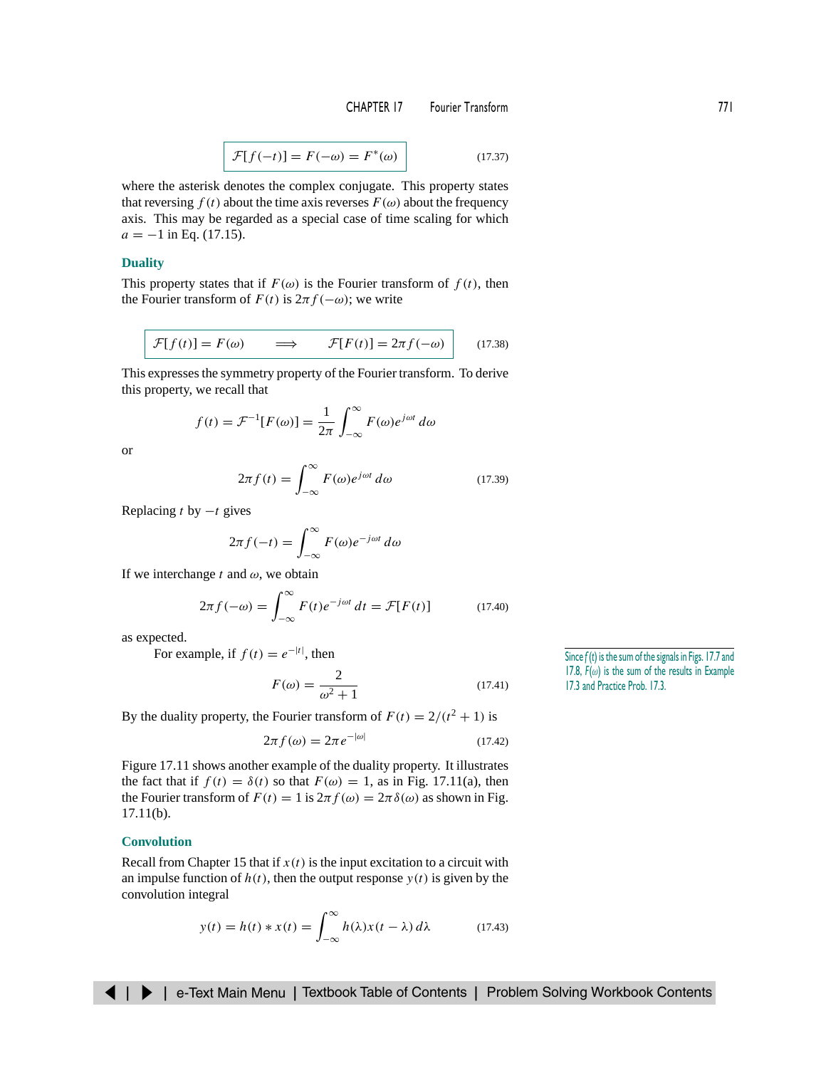$$\mathcal{F}[f(-t)] = F(-\omega) = F^*(\omega) \tag{17.37}$$

where the asterisk denotes the complex conjugate. This property states that reversing $f(t)$ about the time axis reverses $F(\omega)$ about the frequency axis. This may be regarded as a special case of time scaling for which $a = -1$ in Eq. (17.15).

### Duality

This property states that if $F(\omega)$ is the Fourier transform of $f(t)$, then the Fourier transform of $F(t)$ is $2\pi f(-\omega)$; we write

$$\mathcal{F}[f(t)] = F(\omega) \qquad \Longrightarrow \qquad \mathcal{F}[F(t)] = 2\pi f(-\omega) \tag{17.38}$$

This expresses the symmetry property of the Fourier transform. To derive this property, we recall that

$$f(t) = \mathcal{F}^{-1}[F(\omega)] = \frac{1}{2\pi}\int_{-\infty}^{\infty} F(\omega)e^{j\omega t}\,d\omega$$

or

$$2\pi f(t) = \int_{-\infty}^{\infty} F(\omega)e^{j\omega t}\,d\omega \tag{17.39}$$

Replacing $t$ by $-t$ gives

$$2\pi f(-t) = \int_{-\infty}^{\infty} F(\omega)e^{-j\omega t}\,d\omega$$

If we interchange $t$ and $\omega$, we obtain

$$2\pi f(-\omega) = \int_{-\infty}^{\infty} F(t)e^{-j\omega t}\,dt = \mathcal{F}[F(t)] \tag{17.40}$$

as expected.

For example, if $f(t) = e^{-|t|}$, then

$$F(\omega) = \frac{2}{\omega^2 + 1} \tag{17.41}$$

Since $f(t)$ is the sum of the signals in Figs. 17.7 and 17.8, $F(\omega)$ is the sum of the results in Example 17.3 and Practice Prob. 17.3.

By the duality property, the Fourier transform of $F(t) = 2/(t^2 + 1)$ is

$$2\pi f(\omega) = 2\pi e^{-|\omega|} \tag{17.42}$$

Figure 17.11 shows another example of the duality property. It illustrates the fact that if $f(t) = \delta(t)$ so that $F(\omega) = 1$, as in Fig. 17.11(a), then the Fourier transform of $F(t) = 1$ is $2\pi f(\omega) = 2\pi\delta(\omega)$ as shown in Fig. 17.11(b).

### Convolution

Recall from Chapter 15 that if $x(t)$ is the input excitation to a circuit with an impulse function of $h(t)$, then the output response $y(t)$ is given by the convolution integral

$$y(t) = h(t) * x(t) = \int_{-\infty}^{\infty} h(\lambda)x(t-\lambda)\,d\lambda \tag{17.43}$$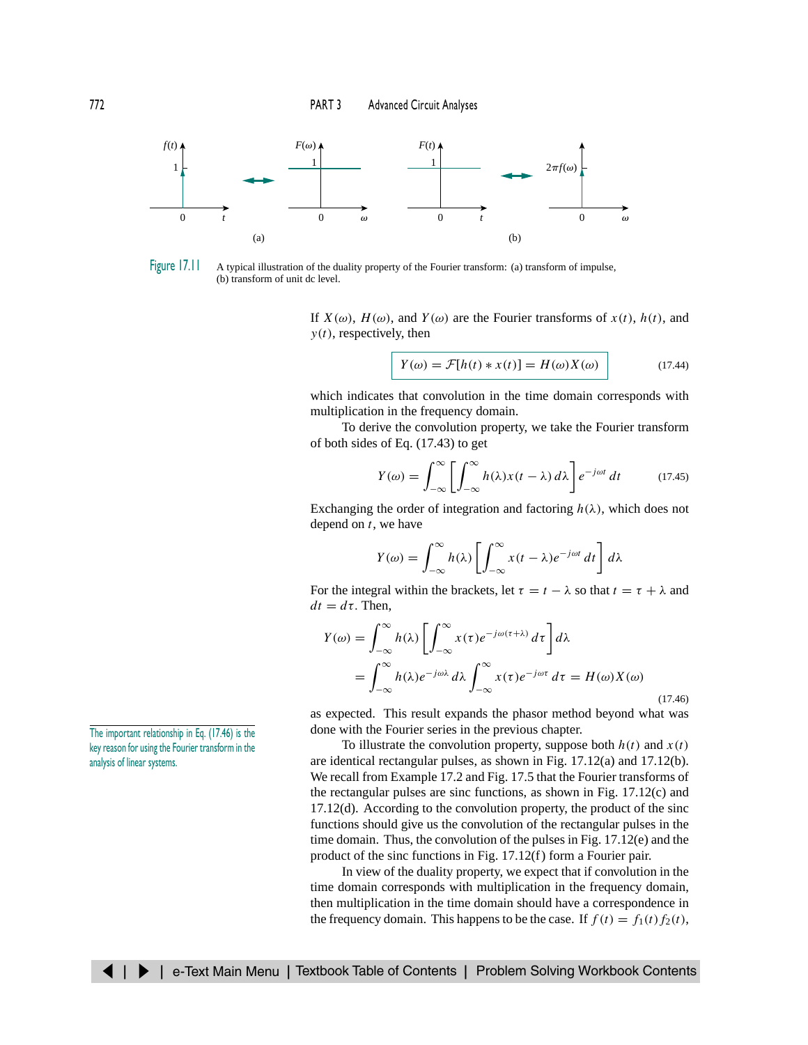Figure 17.11 A typical illustration of the duality property of the Fourier transform: (a) transform of impulse, (b) transform of unit dc level.

If $X(\omega)$, $H(\omega)$, and $Y(\omega)$ are the Fourier transforms of $x(t)$, $h(t)$, and $y(t)$, respectively, then

$$Y(\omega) = \mathcal{F}[h(t) * x(t)] = H(\omega)X(\omega) \tag{17.44}$$

which indicates that convolution in the time domain corresponds with multiplication in the frequency domain.

To derive the convolution property, we take the Fourier transform of both sides of Eq. (17.43) to get

$$Y(\omega) = \int_{-\infty}^{\infty} \left[ \int_{-\infty}^{\infty} h(\lambda)x(t-\lambda)\, d\lambda \right] e^{-j\omega t}\, dt \tag{17.45}$$

Exchanging the order of integration and factoring $h(\lambda)$, which does not depend on $t$, we have

$$Y(\omega) = \int_{-\infty}^{\infty} h(\lambda) \left[ \int_{-\infty}^{\infty} x(t-\lambda) e^{-j\omega t}\, dt \right] d\lambda$$

For the integral within the brackets, let $\tau = t - \lambda$ so that $t = \tau + \lambda$ and $dt = d\tau$. Then,

$$\begin{aligned} Y(\omega) &= \int_{-\infty}^{\infty} h(\lambda) \left[ \int_{-\infty}^{\infty} x(\tau) e^{-j\omega(\tau+\lambda)}\, d\tau \right] d\lambda \\ &= \int_{-\infty}^{\infty} h(\lambda) e^{-j\omega\lambda}\, d\lambda \int_{-\infty}^{\infty} x(\tau) e^{-j\omega\tau}\, d\tau = H(\omega)X(\omega) \end{aligned} \tag{17.46}$$

as expected. This result expands the phasor method beyond what was done with the Fourier series in the previous chapter.

The important relationship in Eq. (17.46) is the key reason for using the Fourier transform in the analysis of linear systems.

To illustrate the convolution property, suppose both $h(t)$ and $x(t)$ are identical rectangular pulses, as shown in Fig. 17.12(a) and 17.12(b). We recall from Example 17.2 and Fig. 17.5 that the Fourier transforms of the rectangular pulses are sinc functions, as shown in Fig. 17.12(c) and 17.12(d). According to the convolution property, the product of the sinc functions should give us the convolution of the rectangular pulses in the time domain. Thus, the convolution of the pulses in Fig. 17.12(e) and the product of the sinc functions in Fig. 17.12(f) form a Fourier pair.

In view of the duality property, we expect that if convolution in the time domain corresponds with multiplication in the frequency domain, then multiplication in the time domain should have a correspondence in the frequency domain. This happens to be the case. If $f(t) = f_1(t)f_2(t)$,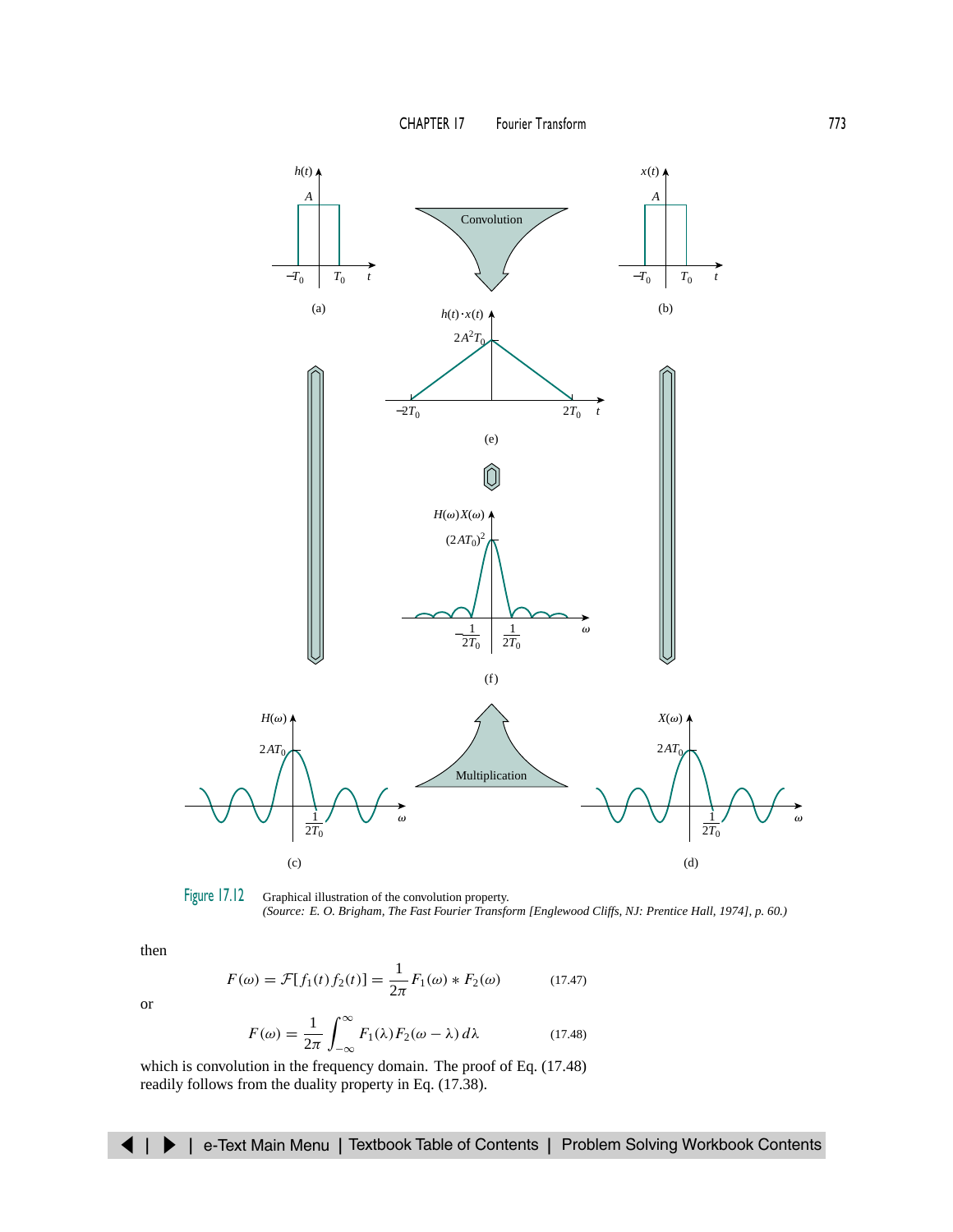Figure 17.12 Graphical illustration of the convolution property.
*(Source: E. O. Brigham, The Fast Fourier Transform [Englewood Cliffs, NJ: Prentice Hall, 1974], p. 60.)*

then

$$F(\omega) = \mathcal{F}[f_1(t) f_2(t)] = \frac{1}{2\pi} F_1(\omega) * F_2(\omega) \qquad (17.47)$$

or

$$F(\omega) = \frac{1}{2\pi} \int_{-\infty}^{\infty} F_1(\lambda) F_2(\omega - \lambda)\, d\lambda \qquad (17.48)$$

which is convolution in the frequency domain. The proof of Eq. (17.48) readily follows from the duality property in Eq. (17.38).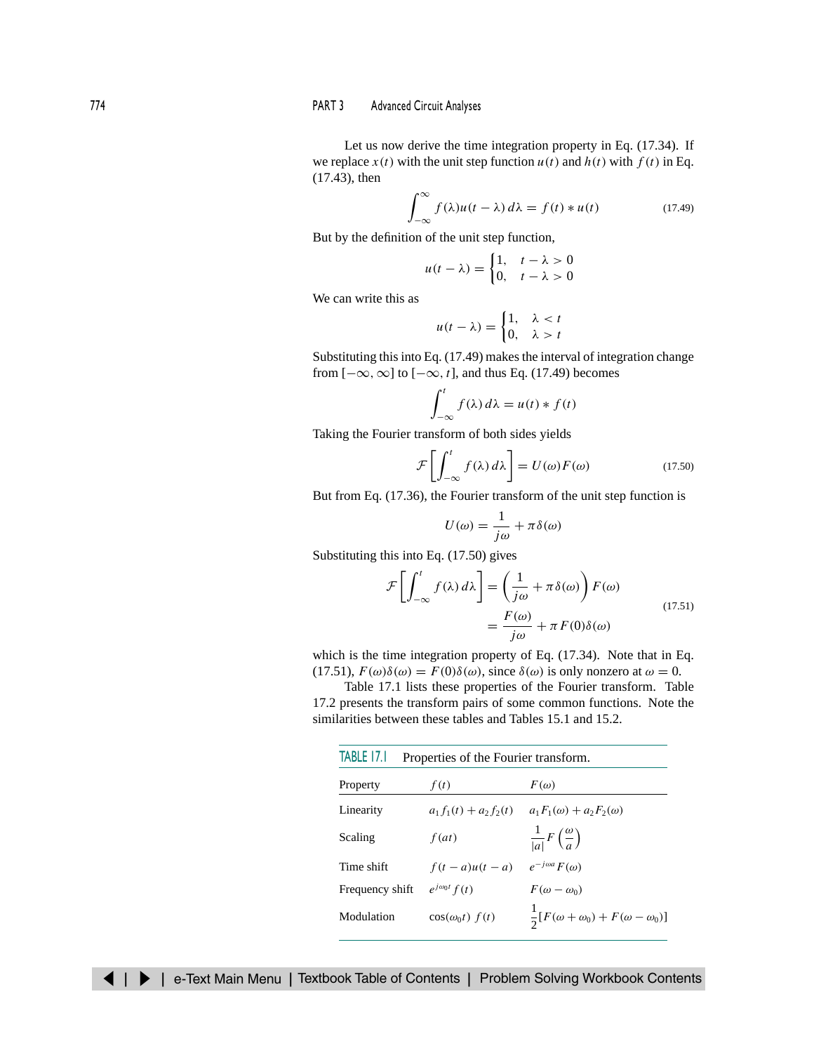Let us now derive the time integration property in Eq. (17.34). If we replace $x(t)$ with the unit step function $u(t)$ and $h(t)$ with $f(t)$ in Eq. (17.43), then

$$\int_{-\infty}^{\infty} f(\lambda)u(t-\lambda)\,d\lambda = f(t) * u(t) \tag{17.49}$$

But by the definition of the unit step function,

$$u(t-\lambda) = \begin{cases} 1, & t-\lambda > 0 \\ 0, & t-\lambda > 0 \end{cases}$$

We can write this as

$$u(t-\lambda) = \begin{cases} 1, & \lambda < t \\ 0, & \lambda > t \end{cases}$$

Substituting this into Eq. (17.49) makes the interval of integration change from $[-\infty, \infty]$ to $[-\infty, t]$, and thus Eq. (17.49) becomes

$$\int_{-\infty}^{t} f(\lambda)\,d\lambda = u(t) * f(t)$$

Taking the Fourier transform of both sides yields

$$\mathcal{F}\left[\int_{-\infty}^{t} f(\lambda)\,d\lambda\right] = U(\omega)F(\omega) \tag{17.50}$$

But from Eq. (17.36), the Fourier transform of the unit step function is

$$U(\omega) = \frac{1}{j\omega} + \pi\delta(\omega)$$

Substituting this into Eq. (17.50) gives

$$\begin{aligned} \mathcal{F}\left[\int_{-\infty}^{t} f(\lambda)\,d\lambda\right] &= \left(\frac{1}{j\omega} + \pi\delta(\omega)\right)F(\omega) \\ &= \frac{F(\omega)}{j\omega} + \pi F(0)\delta(\omega) \end{aligned} \tag{17.51}$$

which is the time integration property of Eq. (17.34). Note that in Eq. (17.51), $F(\omega)\delta(\omega) = F(0)\delta(\omega)$, since $\delta(\omega)$ is only nonzero at $\omega = 0$.

Table 17.1 lists these properties of the Fourier transform. Table 17.2 presents the transform pairs of some common functions. Note the similarities between these tables and Tables 15.1 and 15.2.

TABLE 17.1 Properties of the Fourier transform.

| Property | $f(t)$ | $F(\omega)$ |
|---|---|---|
| Linearity | $a_1 f_1(t) + a_2 f_2(t)$ | $a_1 F_1(\omega) + a_2 F_2(\omega)$ |
| Scaling | $f(at)$ | $\frac{1}{\lvert a \rvert} F\left(\frac{\omega}{a}\right)$ |
| Time shift | $f(t-a)u(t-a)$ | $e^{-j\omega a}F(\omega)$ |
| Frequency shift | $e^{j\omega_0 t} f(t)$ | $F(\omega - \omega_0)$ |
| Modulation | $\cos(\omega_0 t)\ f(t)$ | $\frac{1}{2}[F(\omega+\omega_0) + F(\omega-\omega_0)]$ |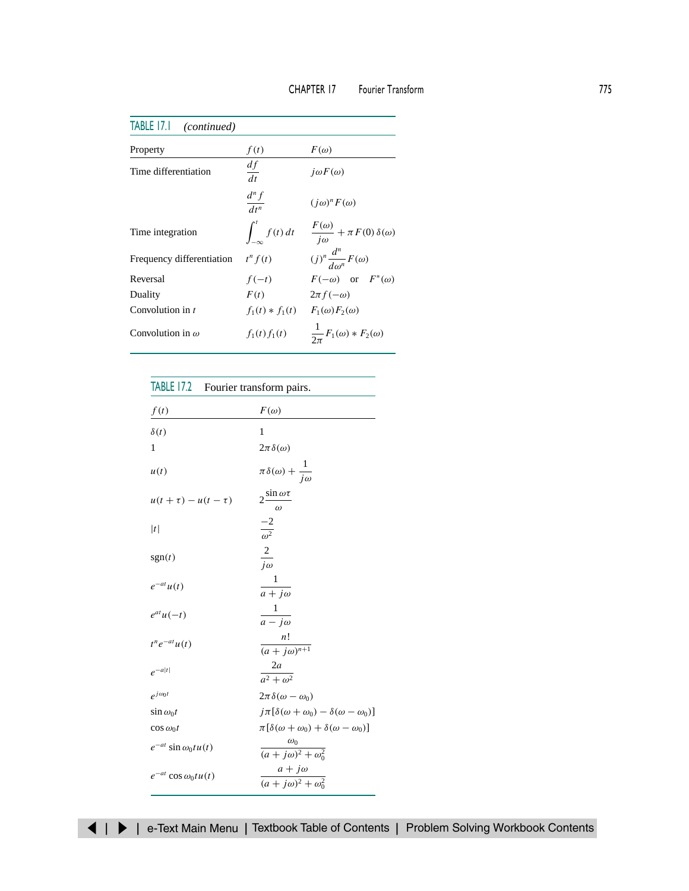**TABLE 17.1** *(continued)*

| Property | $f(t)$ | $F(\omega)$ |
|---|---|---|
| Time differentiation | $\dfrac{df}{dt}$ | $j\omega F(\omega)$ |
| | $\dfrac{d^n f}{dt^n}$ | $(j\omega)^n F(\omega)$ |
| Time integration | $\displaystyle\int_{-\infty}^{t} f(t)\,dt$ | $\dfrac{F(\omega)}{j\omega} + \pi F(0)\,\delta(\omega)$ |
| Frequency differentiation | $t^n f(t)$ | $(j)^n \dfrac{d^n}{d\omega^n} F(\omega)$ |
| Reversal | $f(-t)$ | $F(-\omega)$ or $F^*(\omega)$ |
| Duality | $F(t)$ | $2\pi f(-\omega)$ |
| Convolution in $t$ | $f_1(t) * f_1(t)$ | $F_1(\omega)F_2(\omega)$ |
| Convolution in $\omega$ | $f_1(t)f_1(t)$ | $\dfrac{1}{2\pi} F_1(\omega) * F_2(\omega)$ |

**TABLE 17.2** Fourier transform pairs.

| $f(t)$ | $F(\omega)$ |
|---|---|
| $\delta(t)$ | $1$ |
| $1$ | $2\pi\,\delta(\omega)$ |
| $u(t)$ | $\pi\,\delta(\omega) + \dfrac{1}{j\omega}$ |
| $u(t+\tau) - u(t-\tau)$ | $2\dfrac{\sin\omega\tau}{\omega}$ |
| $\lvert t \rvert$ | $\dfrac{-2}{\omega^2}$ |
| $\text{sgn}(t)$ | $\dfrac{2}{j\omega}$ |
| $e^{-at}u(t)$ | $\dfrac{1}{a + j\omega}$ |
| $e^{at}u(-t)$ | $\dfrac{1}{a - j\omega}$ |
| $t^n e^{-at}u(t)$ | $\dfrac{n!}{(a + j\omega)^{n+1}}$ |
| $e^{-a\lvert t \rvert}$ | $\dfrac{2a}{a^2 + \omega^2}$ |
| $e^{j\omega_0 t}$ | $2\pi\,\delta(\omega - \omega_0)$ |
| $\sin\omega_0 t$ | $j\pi[\delta(\omega + \omega_0) - \delta(\omega - \omega_0)]$ |
| $\cos\omega_0 t$ | $\pi[\delta(\omega + \omega_0) + \delta(\omega - \omega_0)]$ |
| $e^{-at}\sin\omega_0 t\,u(t)$ | $\dfrac{\omega_0}{(a + j\omega)^2 + \omega_0^2}$ |
| $e^{-at}\cos\omega_0 t\,u(t)$ | $\dfrac{a + j\omega}{(a + j\omega)^2 + \omega_0^2}$ |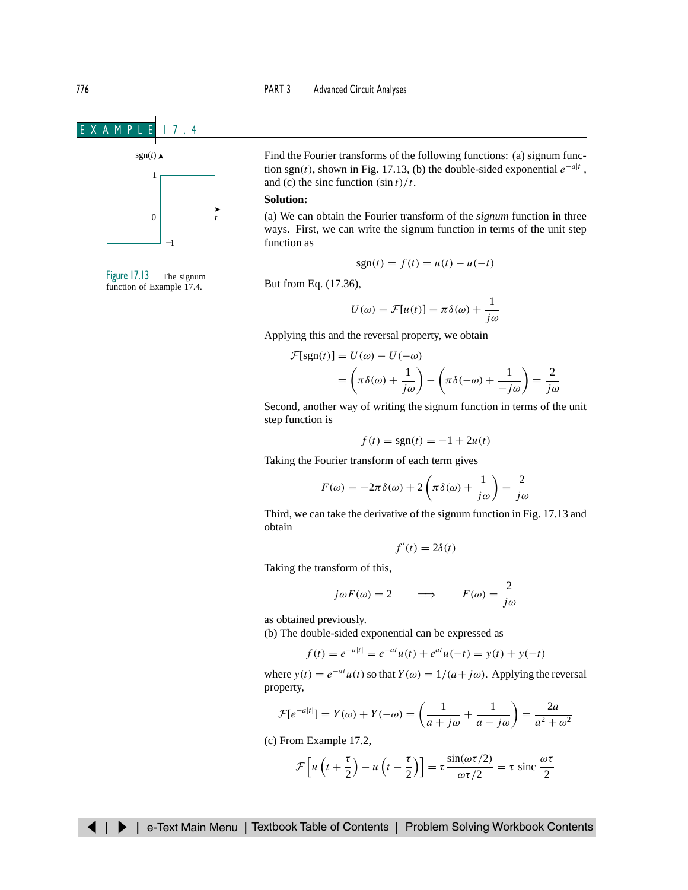## EXAMPLE 17.4

Figure 17.13 The signum function of Example 17.4.

Find the Fourier transforms of the following functions: (a) signum function $\text{sgn}(t)$, shown in Fig. 17.13, (b) the double-sided exponential $e^{-a|t|}$, and (c) the sinc function $(\sin t)/t$.

**Solution:**

(a) We can obtain the Fourier transform of the *signum* function in three ways. First, we can write the signum function in terms of the unit step function as

$$\text{sgn}(t) = f(t) = u(t) - u(-t)$$

But from Eq. (17.36),

$$U(\omega) = \mathcal{F}[u(t)] = \pi\delta(\omega) + \frac{1}{j\omega}$$

Applying this and the reversal property, we obtain

$$\mathcal{F}[\text{sgn}(t)] = U(\omega) - U(-\omega)$$
$$= \left(\pi\delta(\omega) + \frac{1}{j\omega}\right) - \left(\pi\delta(-\omega) + \frac{1}{-j\omega}\right) = \frac{2}{j\omega}$$

Second, another way of writing the signum function in terms of the unit step function is

$$f(t) = \text{sgn}(t) = -1 + 2u(t)$$

Taking the Fourier transform of each term gives

$$F(\omega) = -2\pi\delta(\omega) + 2\left(\pi\delta(\omega) + \frac{1}{j\omega}\right) = \frac{2}{j\omega}$$

Third, we can take the derivative of the signum function in Fig. 17.13 and obtain

$$f'(t) = 2\delta(t)$$

Taking the transform of this,

$$j\omega F(\omega) = 2 \qquad \Longrightarrow \qquad F(\omega) = \frac{2}{j\omega}$$

as obtained previously.

(b) The double-sided exponential can be expressed as

$$f(t) = e^{-a|t|} = e^{-at}u(t) + e^{at}u(-t) = y(t) + y(-t)$$

where $y(t) = e^{-at}u(t)$ so that $Y(\omega) = 1/(a + j\omega)$. Applying the reversal property,

$$\mathcal{F}[e^{-a|t|}] = Y(\omega) + Y(-\omega) = \left(\frac{1}{a + j\omega} + \frac{1}{a - j\omega}\right) = \frac{2a}{a^2 + \omega^2}$$

(c) From Example 17.2,

$$\mathcal{F}\left[u\left(t + \frac{\tau}{2}\right) - u\left(t - \frac{\tau}{2}\right)\right] = \tau\frac{\sin(\omega\tau/2)}{\omega\tau/2} = \tau \text{ sinc } \frac{\omega\tau}{2}$$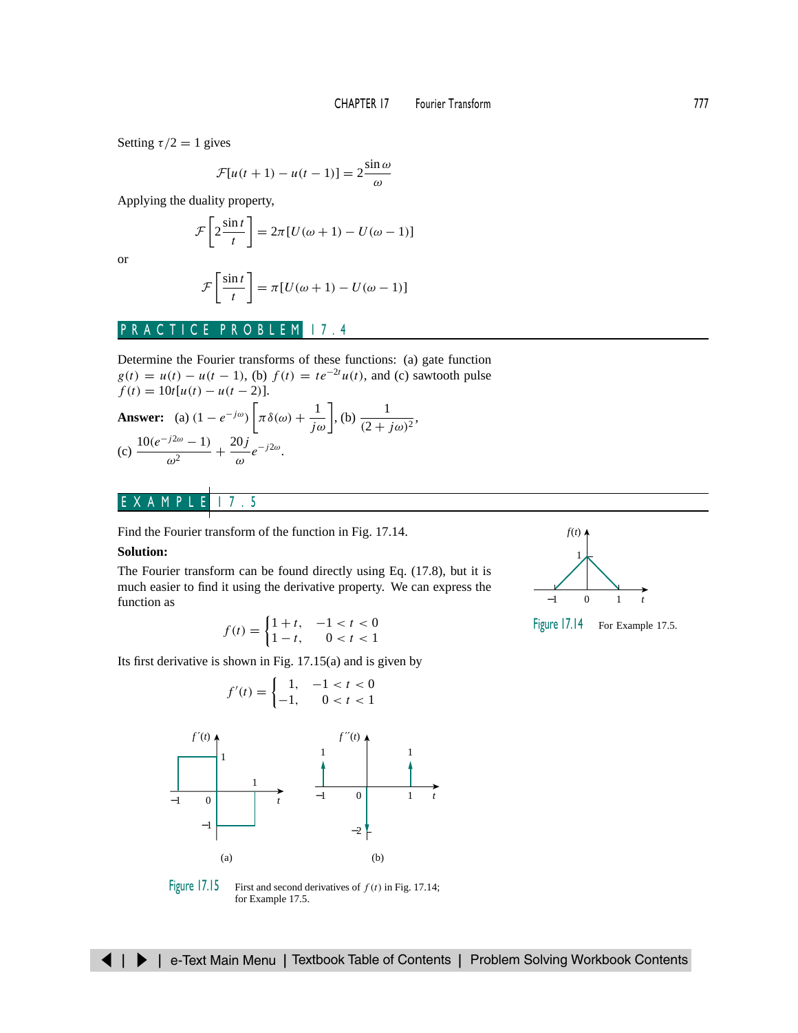Setting $\tau/2 = 1$ gives

$$\mathcal{F}[u(t+1) - u(t-1)] = 2\frac{\sin\omega}{\omega}$$

Applying the duality property,

$$\mathcal{F}\left[2\frac{\sin t}{t}\right] = 2\pi[U(\omega+1) - U(\omega-1)]$$

or

$$\mathcal{F}\left[\frac{\sin t}{t}\right] = \pi[U(\omega+1) - U(\omega-1)]$$

## PRACTICE PROBLEM 17.4

Determine the Fourier transforms of these functions: (a) gate function $g(t) = u(t) - u(t-1)$, (b) $f(t) = te^{-2t}u(t)$, and (c) sawtooth pulse $f(t) = 10t[u(t) - u(t-2)]$.

**Answer:** (a) $(1 - e^{-j\omega})\left[\pi\delta(\omega) + \dfrac{1}{j\omega}\right]$, (b) $\dfrac{1}{(2+j\omega)^2}$, (c) $\dfrac{10(e^{-j2\omega} - 1)}{\omega^2} + \dfrac{20j}{\omega}e^{-j2\omega}$.

## EXAMPLE 17.5

Find the Fourier transform of the function in Fig. 17.14.

**Solution:**

The Fourier transform can be found directly using Eq. (17.8), but it is much easier to find it using the derivative property. We can express the function as

$$f(t) = \begin{cases} 1+t, & -1 < t < 0 \\ 1-t, & 0 < t < 1 \end{cases}$$

Figure 17.14 For Example 17.5.

Its first derivative is shown in Fig. 17.15(a) and is given by

$$f'(t) = \begin{cases} 1, & -1 < t < 0 \\ -1, & 0 < t < 1 \end{cases}$$

Figure 17.15 First and second derivatives of $f(t)$ in Fig. 17.14; for Example 17.5.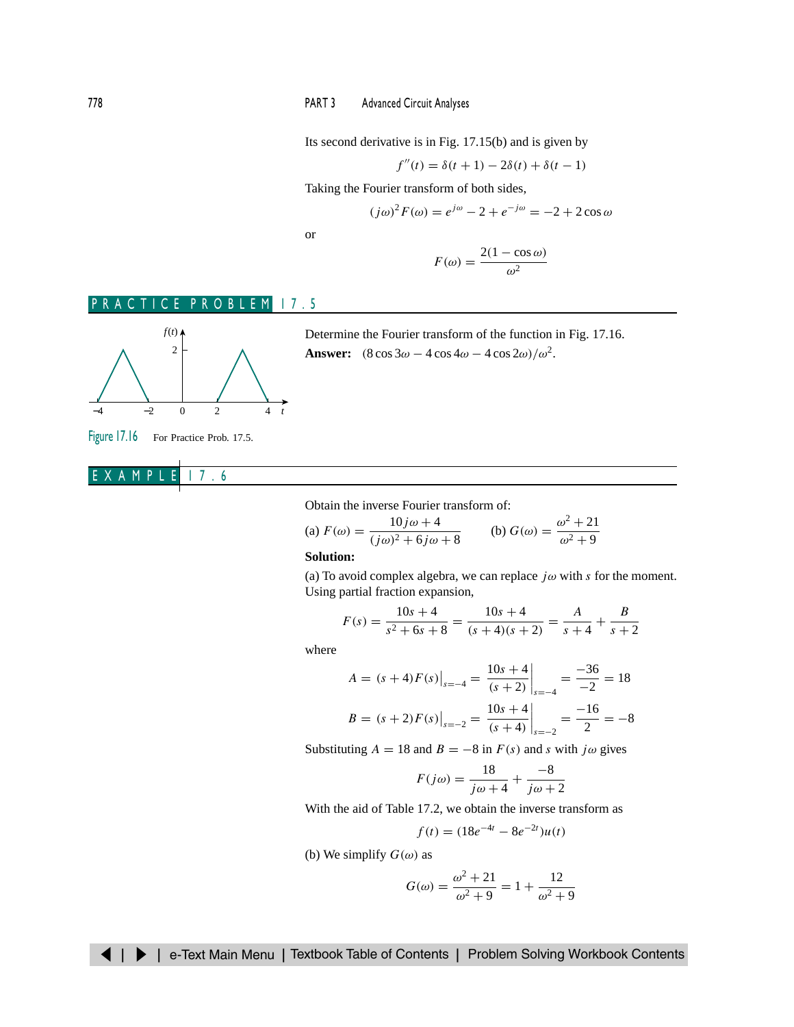Its second derivative is in Fig. 17.15(b) and is given by

$$f''(t) = \delta(t+1) - 2\delta(t) + \delta(t-1)$$

Taking the Fourier transform of both sides,

$$(j\omega)^2 F(\omega) = e^{j\omega} - 2 + e^{-j\omega} = -2 + 2\cos\omega$$

or

$$F(\omega) = \frac{2(1-\cos\omega)}{\omega^2}$$

## PRACTICE PROBLEM 17.5

Determine the Fourier transform of the function in Fig. 17.16.

**Answer:** $(8\cos 3\omega - 4\cos 4\omega - 4\cos 2\omega)/\omega^2$.

Figure 17.16 For Practice Prob. 17.5.

## EXAMPLE 17.6

Obtain the inverse Fourier transform of:

(a) $F(\omega) = \dfrac{10j\omega + 4}{(j\omega)^2 + 6j\omega + 8}$ (b) $G(\omega) = \dfrac{\omega^2 + 21}{\omega^2 + 9}$

**Solution:**

(a) To avoid complex algebra, we can replace $j\omega$ with $s$ for the moment. Using partial fraction expansion,

$$F(s) = \frac{10s+4}{s^2+6s+8} = \frac{10s+4}{(s+4)(s+2)} = \frac{A}{s+4} + \frac{B}{s+2}$$

where

$$A = (s+4)F(s)\Big|_{s=-4} = \frac{10s+4}{(s+2)}\Big|_{s=-4} = \frac{-36}{-2} = 18$$

$$B = (s+2)F(s)\Big|_{s=-2} = \frac{10s+4}{(s+4)}\Big|_{s=-2} = \frac{-16}{2} = -8$$

Substituting $A = 18$ and $B = -8$ in $F(s)$ and $s$ with $j\omega$ gives

$$F(j\omega) = \frac{18}{j\omega + 4} + \frac{-8}{j\omega + 2}$$

With the aid of Table 17.2, we obtain the inverse transform as

$$f(t) = (18e^{-4t} - 8e^{-2t})u(t)$$

(b) We simplify $G(\omega)$ as

$$G(\omega) = \frac{\omega^2 + 21}{\omega^2 + 9} = 1 + \frac{12}{\omega^2 + 9}$$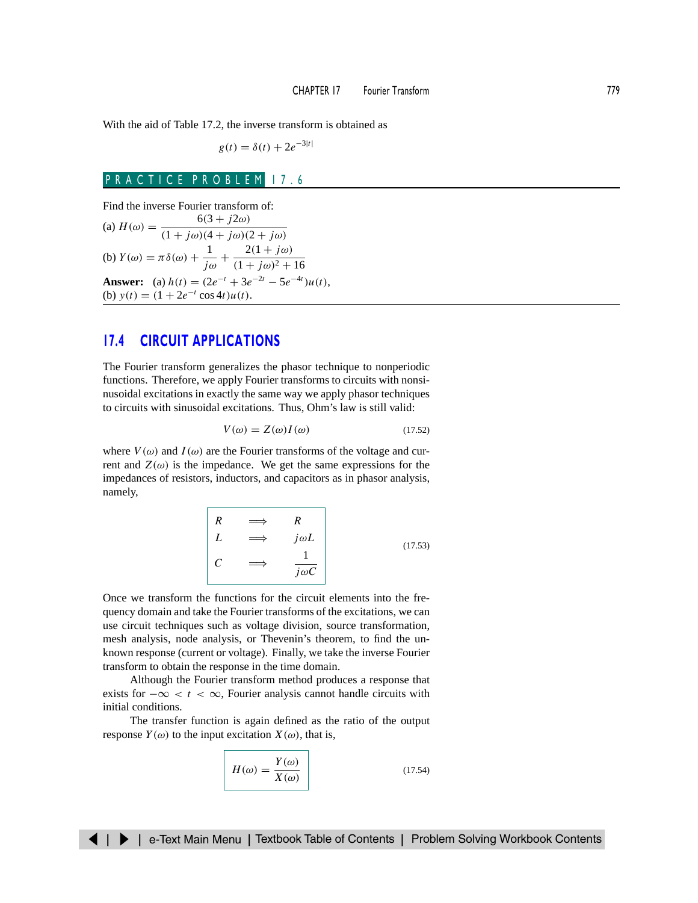With the aid of Table 17.2, the inverse transform is obtained as

$$g(t) = \delta(t) + 2e^{-3|t|}$$

## PRACTICE PROBLEM 17.6

Find the inverse Fourier transform of:

(a) $H(\omega) = \dfrac{6(3 + j2\omega)}{(1 + j\omega)(4 + j\omega)(2 + j\omega)}$

(b) $Y(\omega) = \pi\delta(\omega) + \dfrac{1}{j\omega} + \dfrac{2(1 + j\omega)}{(1 + j\omega)^2 + 16}$

**Answer:** (a) $h(t) = (2e^{-t} + 3e^{-2t} - 5e^{-4t})u(t)$,
(b) $y(t) = (1 + 2e^{-t}\cos 4t)u(t)$.

## 17.4 CIRCUIT APPLICATIONS

The Fourier transform generalizes the phasor technique to nonperiodic functions. Therefore, we apply Fourier transforms to circuits with nonsinusoidal excitations in exactly the same way we apply phasor techniques to circuits with sinusoidal excitations. Thus, Ohm's law is still valid:

$$V(\omega) = Z(\omega)I(\omega) \tag{17.52}$$

where $V(\omega)$ and $I(\omega)$ are the Fourier transforms of the voltage and current and $Z(\omega)$ is the impedance. We get the same expressions for the impedances of resistors, inductors, and capacitors as in phasor analysis, namely,

$$\begin{aligned} R &\implies R \\ L &\implies j\omega L \\ C &\implies \frac{1}{j\omega C} \end{aligned} \tag{17.53}$$

Once we transform the functions for the circuit elements into the frequency domain and take the Fourier transforms of the excitations, we can use circuit techniques such as voltage division, source transformation, mesh analysis, node analysis, or Thevenin's theorem, to find the unknown response (current or voltage). Finally, we take the inverse Fourier transform to obtain the response in the time domain.

Although the Fourier transform method produces a response that exists for $-\infty < t < \infty$, Fourier analysis cannot handle circuits with initial conditions.

The transfer function is again defined as the ratio of the output response $Y(\omega)$ to the input excitation $X(\omega)$, that is,

$$H(\omega) = \frac{Y(\omega)}{X(\omega)} \tag{17.54}$$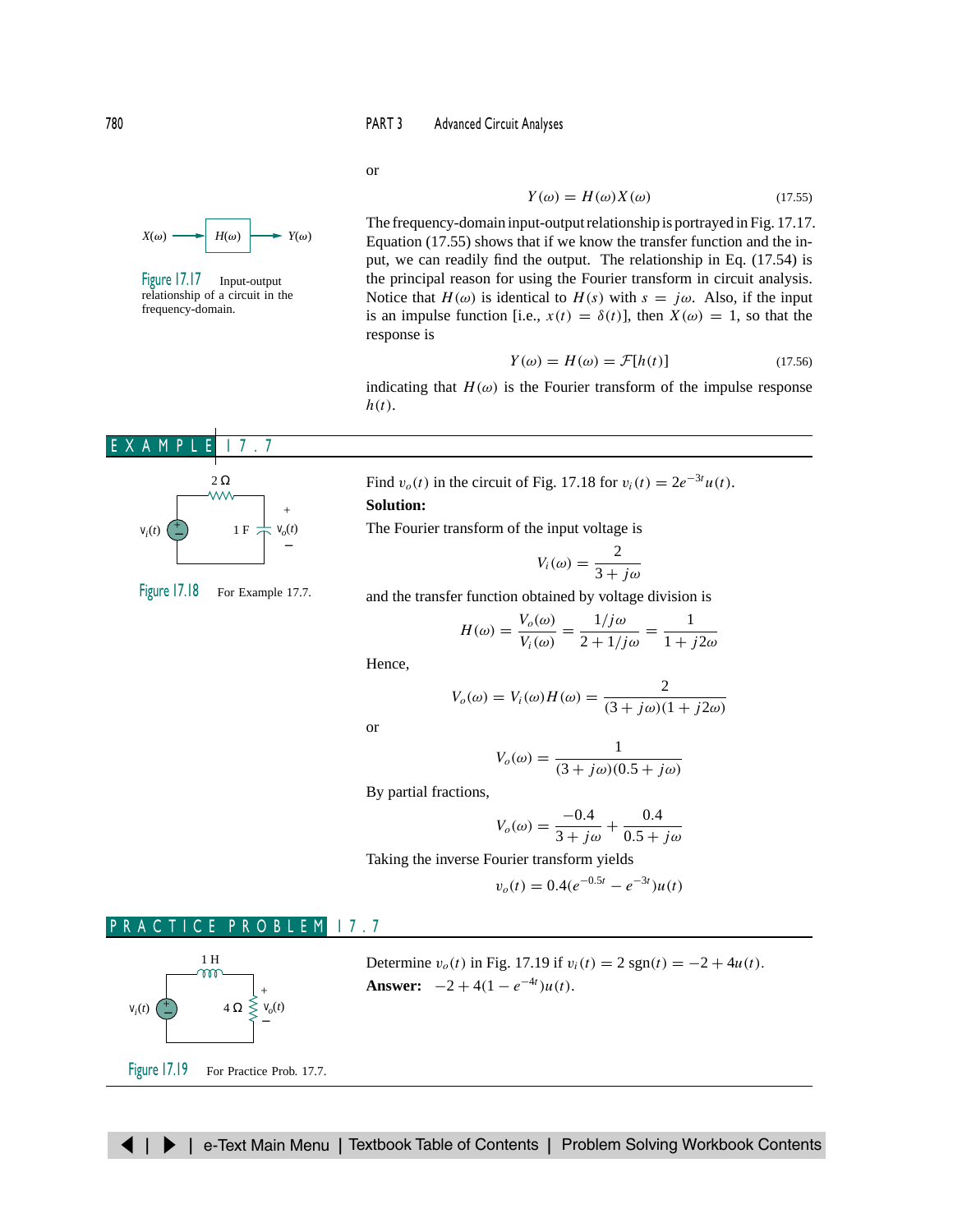or

$$Y(\omega) = H(\omega)X(\omega) \tag{17.55}$$

Figure 17.17 Input-output relationship of a circuit in the frequency-domain.

The frequency-domain input-output relationship is portrayed in Fig. 17.17. Equation (17.55) shows that if we know the transfer function and the input, we can readily find the output. The relationship in Eq. (17.54) is the principal reason for using the Fourier transform in circuit analysis. Notice that $H(\omega)$ is identical to $H(s)$ with $s = j\omega$. Also, if the input is an impulse function [i.e., $x(t) = \delta(t)$], then $X(\omega) = 1$, so that the response is

$$Y(\omega) = H(\omega) = \mathcal{F}[h(t)] \tag{17.56}$$

indicating that $H(\omega)$ is the Fourier transform of the impulse response $h(t)$.

## EXAMPLE 17.7

Figure 17.18 For Example 17.7.

Find $v_o(t)$ in the circuit of Fig. 17.18 for $v_i(t) = 2e^{-3t}u(t)$.

**Solution:**

The Fourier transform of the input voltage is

$$V_i(\omega) = \frac{2}{3 + j\omega}$$

and the transfer function obtained by voltage division is

$$H(\omega) = \frac{V_o(\omega)}{V_i(\omega)} = \frac{1/j\omega}{2 + 1/j\omega} = \frac{1}{1 + j2\omega}$$

Hence,

$$V_o(\omega) = V_i(\omega)H(\omega) = \frac{2}{(3 + j\omega)(1 + j2\omega)}$$

or

$$V_o(\omega) = \frac{1}{(3 + j\omega)(0.5 + j\omega)}$$

By partial fractions,

$$V_o(\omega) = \frac{-0.4}{3 + j\omega} + \frac{0.4}{0.5 + j\omega}$$

Taking the inverse Fourier transform yields

$$v_o(t) = 0.4(e^{-0.5t} - e^{-3t})u(t)$$

## PRACTICE PROBLEM 17.7

Figure 17.19 For Practice Prob. 17.7.

Determine $v_o(t)$ in Fig. 17.19 if $v_i(t) = 2\,\text{sgn}(t) = -2 + 4u(t)$.

**Answer:** $-2 + 4(1 - e^{-4t})u(t)$.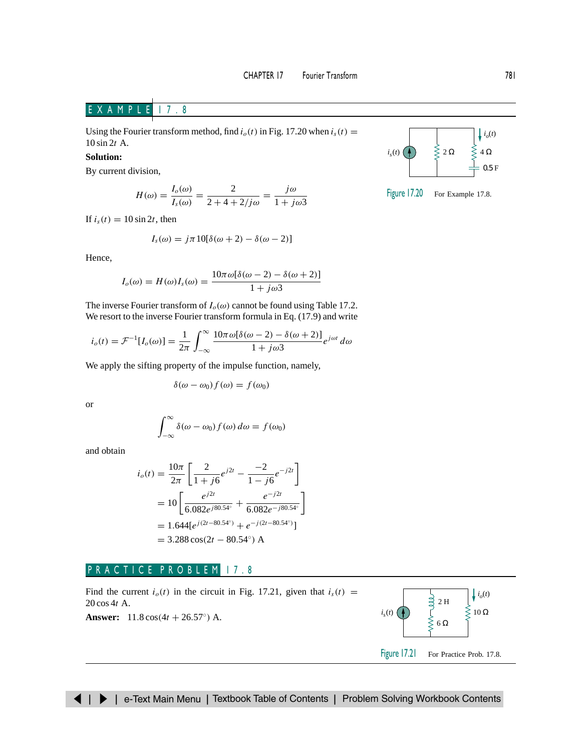## EXAMPLE 17.8

Using the Fourier transform method, find $i_o(t)$ in Fig. 17.20 when $i_s(t) = 10 \sin 2t$ A.

Figure 17.20 For Example 17.8.

**Solution:**

By current division,

$$H(\omega) = \frac{I_o(\omega)}{I_s(\omega)} = \frac{2}{2 + 4 + 2/j\omega} = \frac{j\omega}{1 + j\omega 3}$$

If $i_s(t) = 10 \sin 2t$, then

$$I_s(\omega) = j\pi 10[\delta(\omega + 2) - \delta(\omega - 2)]$$

Hence,

$$I_o(\omega) = H(\omega) I_s(\omega) = \frac{10\pi\omega[\delta(\omega - 2) - \delta(\omega + 2)]}{1 + j\omega 3}$$

The inverse Fourier transform of $I_o(\omega)$ cannot be found using Table 17.2. We resort to the inverse Fourier transform formula in Eq. (17.9) and write

$$i_o(t) = \mathcal{F}^{-1}[I_o(\omega)] = \frac{1}{2\pi}\int_{-\infty}^{\infty} \frac{10\pi\omega[\delta(\omega - 2) - \delta(\omega + 2)]}{1 + j\omega 3} e^{j\omega t}\, d\omega$$

We apply the sifting property of the impulse function, namely,

$$\delta(\omega - \omega_0) f(\omega) = f(\omega_0)$$

or

$$\int_{-\infty}^{\infty} \delta(\omega - \omega_0) f(\omega)\, d\omega = f(\omega_0)$$

and obtain

$$\begin{aligned}
i_o(t) &= \frac{10\pi}{2\pi}\left[\frac{2}{1 + j6}e^{j2t} - \frac{-2}{1 - j6}e^{-j2t}\right] \\
&= 10\left[\frac{e^{j2t}}{6.082e^{j80.54^\circ}} + \frac{e^{-j2t}}{6.082e^{-j80.54^\circ}}\right] \\
&= 1.644[e^{j(2t - 80.54^\circ)} + e^{-j(2t - 80.54^\circ)}] \\
&= 3.288 \cos(2t - 80.54^\circ) \text{ A}
\end{aligned}$$

## PRACTICE PROBLEM 17.8

Find the current $i_o(t)$ in the circuit in Fig. 17.21, given that $i_s(t) = 20 \cos 4t$ A.

**Answer:** $11.8 \cos(4t + 26.57^\circ)$ A.

Figure 17.21 For Practice Prob. 17.8.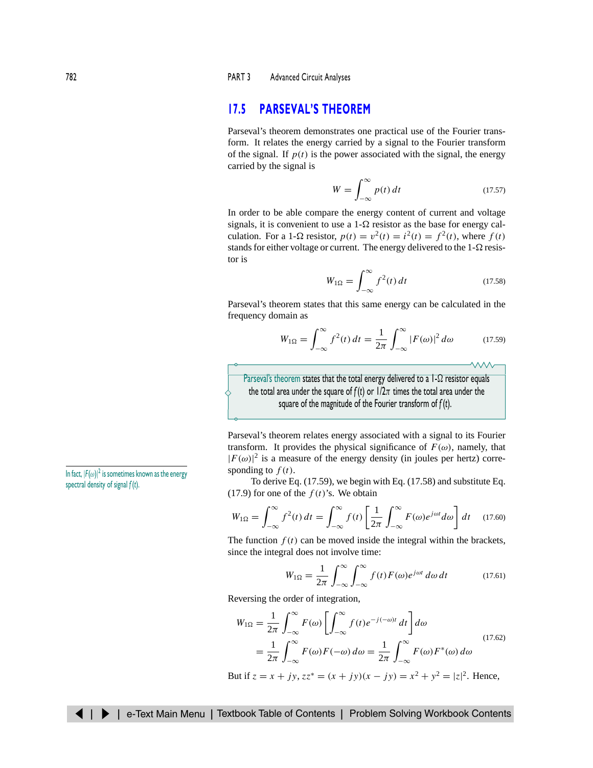## 17.5 PARSEVAL'S THEOREM

Parseval's theorem demonstrates one practical use of the Fourier transform. It relates the energy carried by a signal to the Fourier transform of the signal. If $p(t)$ is the power associated with the signal, the energy carried by the signal is

$$W = \int_{-\infty}^{\infty} p(t)\, dt \tag{17.57}$$

In order to be able compare the energy content of current and voltage signals, it is convenient to use a 1-Ω resistor as the base for energy calculation. For a 1-Ω resistor, $p(t) = v^2(t) = i^2(t) = f^2(t)$, where $f(t)$ stands for either voltage or current. The energy delivered to the 1-Ω resistor is

$$W_{1\Omega} = \int_{-\infty}^{\infty} f^2(t)\, dt \tag{17.58}$$

Parseval's theorem states that this same energy can be calculated in the frequency domain as

$$W_{1\Omega} = \int_{-\infty}^{\infty} f^2(t)\, dt = \frac{1}{2\pi}\int_{-\infty}^{\infty} |F(\omega)|^2\, d\omega \tag{17.59}$$

> **Parseval's theorem** states that the total energy delivered to a 1-Ω resistor equals the total area under the square of $f(t)$ or $1/2\pi$ times the total area under the square of the magnitude of the Fourier transform of $f(t)$.

Parseval's theorem relates energy associated with a signal to its Fourier transform. It provides the physical significance of $F(\omega)$, namely, that $|F(\omega)|^2$ is a measure of the energy density (in joules per hertz) corresponding to $f(t)$.

In fact, $|F(\omega)|^2$ is sometimes known as the energy spectral density of signal $f(t)$.

To derive Eq. (17.59), we begin with Eq. (17.58) and substitute Eq. (17.9) for one of the $f(t)$'s. We obtain

$$W_{1\Omega} = \int_{-\infty}^{\infty} f^2(t)\, dt = \int_{-\infty}^{\infty} f(t)\left[\frac{1}{2\pi}\int_{-\infty}^{\infty} F(\omega)e^{j\omega t} d\omega\right] dt \tag{17.60}$$

The function $f(t)$ can be moved inside the integral within the brackets, since the integral does not involve time:

$$W_{1\Omega} = \frac{1}{2\pi}\int_{-\infty}^{\infty}\int_{-\infty}^{\infty} f(t)F(\omega)e^{j\omega t}\, d\omega\, dt \tag{17.61}$$

Reversing the order of integration,

$$\begin{aligned} W_{1\Omega} &= \frac{1}{2\pi}\int_{-\infty}^{\infty} F(\omega)\left[\int_{-\infty}^{\infty} f(t)e^{-j(-\omega)t}\, dt\right] d\omega \\ &= \frac{1}{2\pi}\int_{-\infty}^{\infty} F(\omega)F(-\omega)\, d\omega = \frac{1}{2\pi}\int_{-\infty}^{\infty} F(\omega)F^*(\omega)\, d\omega \end{aligned} \tag{17.62}$$

But if $z = x + jy$, $zz^* = (x + jy)(x - jy) = x^2 + y^2 = |z|^2$. Hence,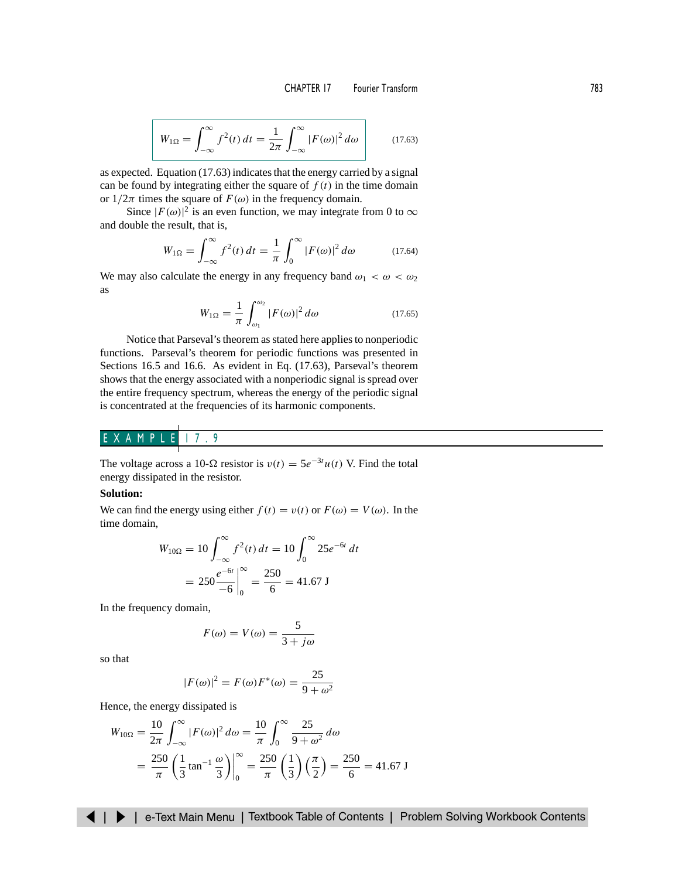$$W_{1\Omega} = \int_{-\infty}^{\infty} f^2(t)\,dt = \frac{1}{2\pi}\int_{-\infty}^{\infty} |F(\omega)|^2\,d\omega \tag{17.63}$$

as expected. Equation (17.63) indicates that the energy carried by a signal can be found by integrating either the square of $f(t)$ in the time domain or $1/2\pi$ times the square of $F(\omega)$ in the frequency domain.

Since $|F(\omega)|^2$ is an even function, we may integrate from 0 to $\infty$ and double the result, that is,

$$W_{1\Omega} = \int_{-\infty}^{\infty} f^2(t)\,dt = \frac{1}{\pi}\int_{0}^{\infty} |F(\omega)|^2\,d\omega \tag{17.64}$$

We may also calculate the energy in any frequency band $\omega_1 < \omega < \omega_2$ as

$$W_{1\Omega} = \frac{1}{\pi}\int_{\omega_1}^{\omega_2} |F(\omega)|^2\,d\omega \tag{17.65}$$

Notice that Parseval's theorem as stated here applies to nonperiodic functions. Parseval's theorem for periodic functions was presented in Sections 16.5 and 16.6. As evident in Eq. (17.63), Parseval's theorem shows that the energy associated with a nonperiodic signal is spread over the entire frequency spectrum, whereas the energy of the periodic signal is concentrated at the frequencies of its harmonic components.

## EXAMPLE 17.9

The voltage across a 10-Ω resistor is $v(t) = 5e^{-3t}u(t)$ V. Find the total energy dissipated in the resistor.

**Solution:**

We can find the energy using either $f(t) = v(t)$ or $F(\omega) = V(\omega)$. In the time domain,

$$W_{10\Omega} = 10\int_{-\infty}^{\infty} f^2(t)\,dt = 10\int_{0}^{\infty} 25e^{-6t}\,dt$$

$$= 250\frac{e^{-6t}}{-6}\bigg|_0^{\infty} = \frac{250}{6} = 41.67 \text{ J}$$

In the frequency domain,

$$F(\omega) = V(\omega) = \frac{5}{3 + j\omega}$$

so that

$$|F(\omega)|^2 = F(\omega)F^*(\omega) = \frac{25}{9 + \omega^2}$$

Hence, the energy dissipated is

$$W_{10\Omega} = \frac{10}{2\pi}\int_{-\infty}^{\infty} |F(\omega)|^2\,d\omega = \frac{10}{\pi}\int_{0}^{\infty} \frac{25}{9 + \omega^2}\,d\omega$$

$$= \frac{250}{\pi}\left(\frac{1}{3}\tan^{-1}\frac{\omega}{3}\right)\bigg|_0^{\infty} = \frac{250}{\pi}\left(\frac{1}{3}\right)\left(\frac{\pi}{2}\right) = \frac{250}{6} = 41.67 \text{ J}$$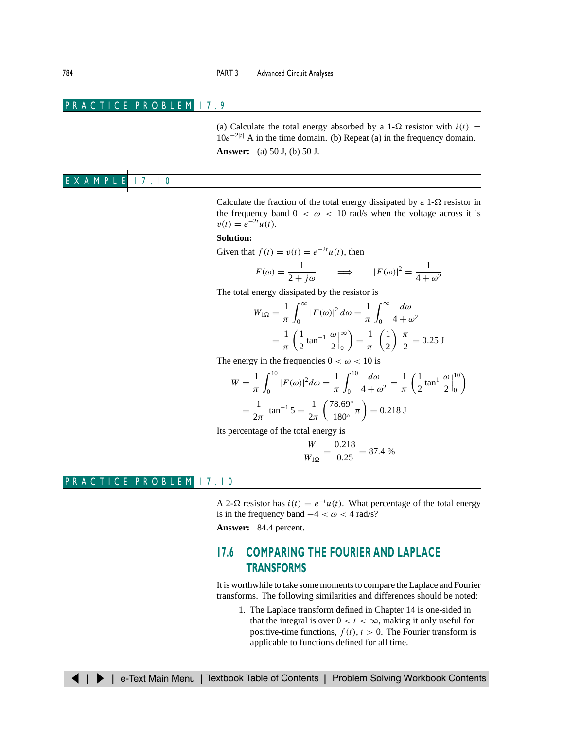## PRACTICE PROBLEM 17.9

(a) Calculate the total energy absorbed by a 1-Ω resistor with $i(t) = 10e^{-2|t|}$ A in the time domain. (b) Repeat (a) in the frequency domain.

**Answer:** (a) 50 J, (b) 50 J.

## EXAMPLE 17.10

Calculate the fraction of the total energy dissipated by a 1-Ω resistor in the frequency band $0 < \omega < 10$ rad/s when the voltage across it is $v(t) = e^{-2t}u(t)$.

**Solution:**

Given that $f(t) = v(t) = e^{-2t}u(t)$, then

$$F(\omega) = \frac{1}{2 + j\omega} \qquad \Longrightarrow \qquad |F(\omega)|^2 = \frac{1}{4 + \omega^2}$$

The total energy dissipated by the resistor is

$$W_{1\Omega} = \frac{1}{\pi}\int_0^\infty |F(\omega)|^2\, d\omega = \frac{1}{\pi}\int_0^\infty \frac{d\omega}{4 + \omega^2}$$

$$= \frac{1}{\pi}\left(\frac{1}{2}\tan^{-1}\frac{\omega}{2}\bigg|_0^\infty\right) = \frac{1}{\pi}\left(\frac{1}{2}\right)\frac{\pi}{2} = 0.25 \text{ J}$$

The energy in the frequencies $0 < \omega < 10$ is

$$W = \frac{1}{\pi}\int_0^{10} |F(\omega)|^2 d\omega = \frac{1}{\pi}\int_0^{10} \frac{d\omega}{4 + \omega^2} = \frac{1}{\pi}\left(\frac{1}{2}\tan^{1}\frac{\omega}{2}\bigg|_0^{10}\right)$$

$$= \frac{1}{2\pi}\tan^{-1} 5 = \frac{1}{2\pi}\left(\frac{78.69^\circ}{180^\circ}\pi\right) = 0.218 \text{ J}$$

Its percentage of the total energy is

$$\frac{W}{W_{1\Omega}} = \frac{0.218}{0.25} = 87.4\,\%$$

## PRACTICE PROBLEM 17.10

A 2-Ω resistor has $i(t) = e^{-t}u(t)$. What percentage of the total energy is in the frequency band $-4 < \omega < 4$ rad/s?

**Answer:** 84.4 percent.

## 17.6 COMPARING THE FOURIER AND LAPLACE TRANSFORMS

It is worthwhile to take some moments to compare the Laplace and Fourier transforms. The following similarities and differences should be noted:

1. The Laplace transform defined in Chapter 14 is one-sided in that the integral is over $0 < t < \infty$, making it only useful for positive-time functions, $f(t)$, $t > 0$. The Fourier transform is applicable to functions defined for all time.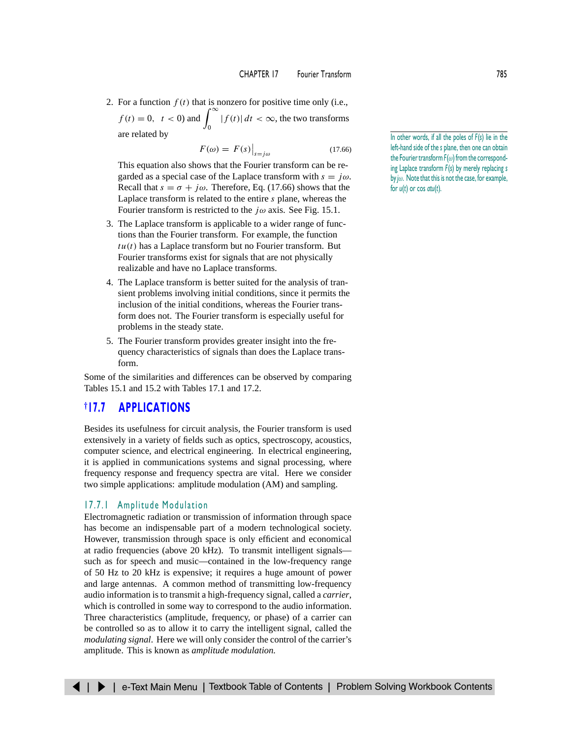2. For a function $f(t)$ that is nonzero for positive time only (i.e., $f(t) = 0, \quad t < 0$) and $\int_0^\infty |f(t)|\,dt < \infty$, the two transforms are related by

$$F(\omega) = F(s)\big|_{s=j\omega} \tag{17.66}$$

   This equation also shows that the Fourier transform can be regarded as a special case of the Laplace transform with $s = j\omega$. Recall that $s = \sigma + j\omega$. Therefore, Eq. (17.66) shows that the Laplace transform is related to the entire $s$ plane, whereas the Fourier transform is restricted to the $j\omega$ axis. See Fig. 15.1.

3. The Laplace transform is applicable to a wider range of functions than the Fourier transform. For example, the function $tu(t)$ has a Laplace transform but no Fourier transform. But Fourier transforms exist for signals that are not physically realizable and have no Laplace transforms.

4. The Laplace transform is better suited for the analysis of transient problems involving initial conditions, since it permits the inclusion of the initial conditions, whereas the Fourier transform does not. The Fourier transform is especially useful for problems in the steady state.

5. The Fourier transform provides greater insight into the frequency characteristics of signals than does the Laplace transform.

In other words, if all the poles of $F(s)$ lie in the left-hand side of the $s$ plane, then one can obtain the Fourier transform $F(\omega)$ from the corresponding Laplace transform $F(s)$ by merely replacing $s$ by $j\omega$. Note that this is not the case, for example, for $u(t)$ or $\cos atu(t)$.

Some of the similarities and differences can be observed by comparing Tables 15.1 and 15.2 with Tables 17.1 and 17.2.

## †17.7 APPLICATIONS

Besides its usefulness for circuit analysis, the Fourier transform is used extensively in a variety of fields such as optics, spectroscopy, acoustics, computer science, and electrical engineering. In electrical engineering, it is applied in communications systems and signal processing, where frequency response and frequency spectra are vital. Here we consider two simple applications: amplitude modulation (AM) and sampling.

### 17.7.1 Amplitude Modulation

Electromagnetic radiation or transmission of information through space has become an indispensable part of a modern technological society. However, transmission through space is only efficient and economical at radio frequencies (above 20 kHz). To transmit intelligent signals—such as for speech and music—contained in the low-frequency range of 50 Hz to 20 kHz is expensive; it requires a huge amount of power and large antennas. A common method of transmitting low-frequency audio information is to transmit a high-frequency signal, called a *carrier*, which is controlled in some way to correspond to the audio information. Three characteristics (amplitude, frequency, or phase) of a carrier can be controlled so as to allow it to carry the intelligent signal, called the *modulating signal*. Here we will only consider the control of the carrier's amplitude. This is known as *amplitude modulation.*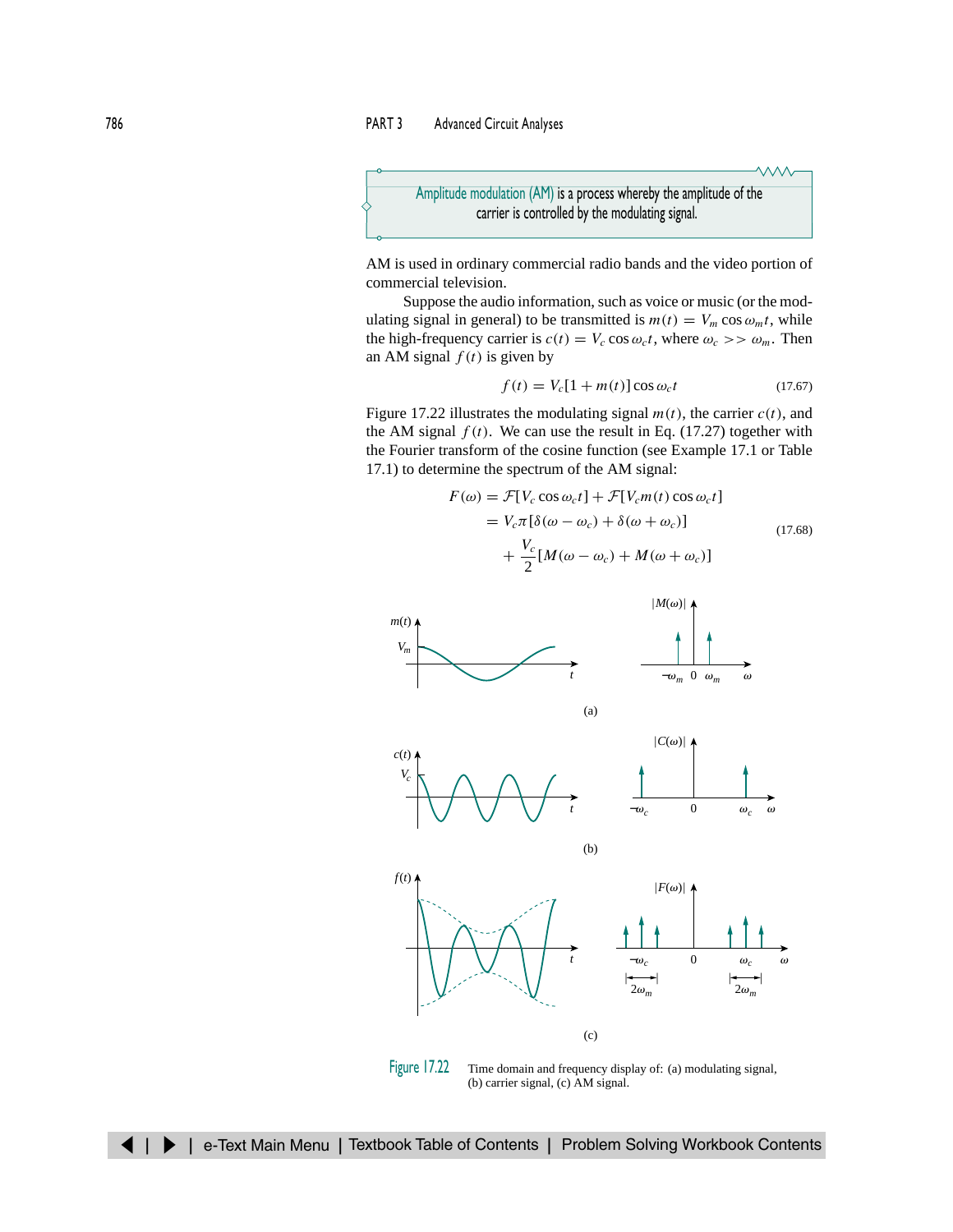Amplitude modulation (AM) is a process whereby the amplitude of the carrier is controlled by the modulating signal.

AM is used in ordinary commercial radio bands and the video portion of commercial television.

Suppose the audio information, such as voice or music (or the modulating signal in general) to be transmitted is $m(t) = V_m \cos \omega_m t$, while the high-frequency carrier is $c(t) = V_c \cos \omega_c t$, where $\omega_c >> \omega_m$. Then an AM signal $f(t)$ is given by

$$f(t) = V_c[1 + m(t)] \cos \omega_c t \tag{17.67}$$

Figure 17.22 illustrates the modulating signal $m(t)$, the carrier $c(t)$, and the AM signal $f(t)$. We can use the result in Eq. (17.27) together with the Fourier transform of the cosine function (see Example 17.1 or Table 17.1) to determine the spectrum of the AM signal:

$$\begin{aligned} F(\omega) &= \mathcal{F}[V_c \cos \omega_c t] + \mathcal{F}[V_c m(t) \cos \omega_c t] \\ &= V_c \pi[\delta(\omega - \omega_c) + \delta(\omega + \omega_c)] \\ &\quad + \frac{V_c}{2}[M(\omega - \omega_c) + M(\omega + \omega_c)] \end{aligned} \tag{17.68}$$

Figure 17.22 Time domain and frequency display of: (a) modulating signal, (b) carrier signal, (c) AM signal.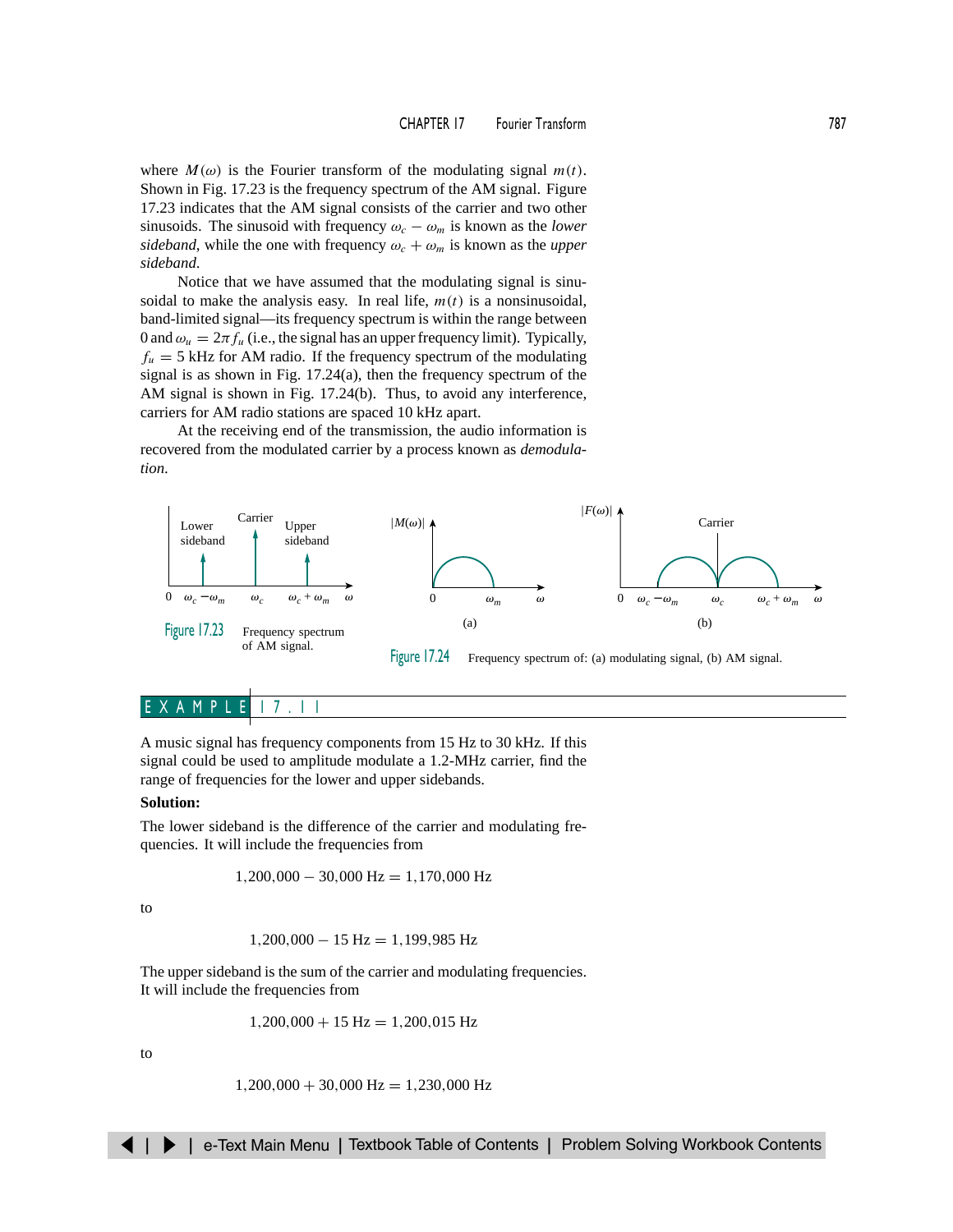where $M(\omega)$ is the Fourier transform of the modulating signal $m(t)$. Shown in Fig. 17.23 is the frequency spectrum of the AM signal. Figure 17.23 indicates that the AM signal consists of the carrier and two other sinusoids. The sinusoid with frequency $\omega_c - \omega_m$ is known as the *lower sideband*, while the one with frequency $\omega_c + \omega_m$ is known as the *upper sideband*.

Notice that we have assumed that the modulating signal is sinusoidal to make the analysis easy. In real life, $m(t)$ is a nonsinusoidal, band-limited signal—its frequency spectrum is within the range between 0 and $\omega_u = 2\pi f_u$ (i.e., the signal has an upper frequency limit). Typically, $f_u = 5$ kHz for AM radio. If the frequency spectrum of the modulating signal is as shown in Fig. 17.24(a), then the frequency spectrum of the AM signal is shown in Fig. 17.24(b). Thus, to avoid any interference, carriers for AM radio stations are spaced 10 kHz apart.

At the receiving end of the transmission, the audio information is recovered from the modulated carrier by a process known as *demodulation*.

Figure 17.23 Frequency spectrum of AM signal.

Figure 17.24 Frequency spectrum of: (a) modulating signal, (b) AM signal.

## EXAMPLE 17.11

A music signal has frequency components from 15 Hz to 30 kHz. If this signal could be used to amplitude modulate a 1.2-MHz carrier, find the range of frequencies for the lower and upper sidebands.

**Solution:**

The lower sideband is the difference of the carrier and modulating frequencies. It will include the frequencies from

$$1{,}200{,}000 - 30{,}000 \text{ Hz} = 1{,}170{,}000 \text{ Hz}$$

to

$$1{,}200{,}000 - 15 \text{ Hz} = 1{,}199{,}985 \text{ Hz}$$

The upper sideband is the sum of the carrier and modulating frequencies. It will include the frequencies from

$$1{,}200{,}000 + 15 \text{ Hz} = 1{,}200{,}015 \text{ Hz}$$

to

$$1{,}200{,}000 + 30{,}000 \text{ Hz} = 1{,}230{,}000 \text{ Hz}$$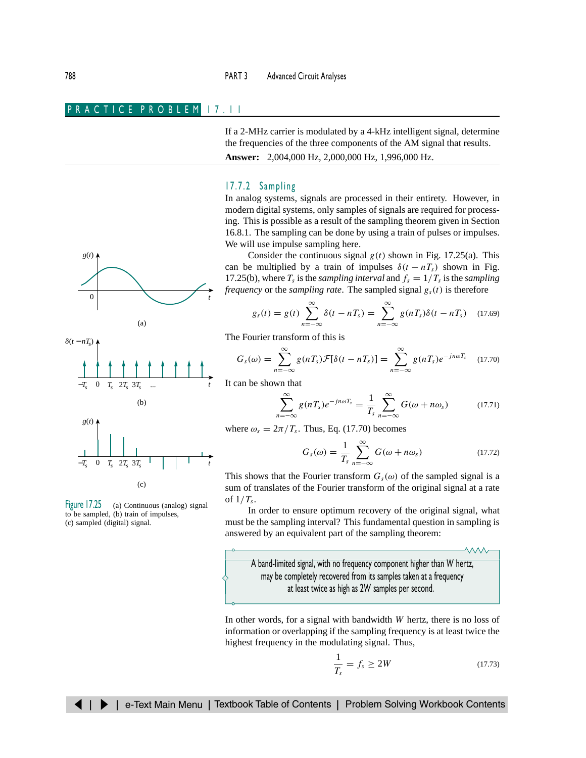## PRACTICE PROBLEM 17.11

If a 2-MHz carrier is modulated by a 4-kHz intelligent signal, determine the frequencies of the three components of the AM signal that results.

**Answer:** 2,004,000 Hz, 2,000,000 Hz, 1,996,000 Hz.

### 17.7.2 Sampling

In analog systems, signals are processed in their entirety. However, in modern digital systems, only samples of signals are required for processing. This is possible as a result of the sampling theorem given in Section 16.8.1. The sampling can be done by using a train of pulses or impulses. We will use impulse sampling here.

Consider the continuous signal $g(t)$ shown in Fig. 17.25(a). This can be multiplied by a train of impulses $\delta(t - nT_s)$ shown in Fig. 17.25(b), where $T_s$ is the *sampling interval* and $f_s = 1/T_s$ is the *sampling frequency* or the *sampling rate*. The sampled signal $g_s(t)$ is therefore

$$g_s(t) = g(t)\sum_{n=-\infty}^{\infty}\delta(t - nT_s) = \sum_{n=-\infty}^{\infty} g(nT_s)\delta(t - nT_s) \tag{17.69}$$

The Fourier transform of this is

$$G_s(\omega) = \sum_{n=-\infty}^{\infty} g(nT_s)\mathcal{F}[\delta(t - nT_s)] = \sum_{n=-\infty}^{\infty} g(nT_s)e^{-jn\omega T_s} \tag{17.70}$$

It can be shown that

$$\sum_{n=-\infty}^{\infty} g(nT_s)e^{-jn\omega T_s} = \frac{1}{T_s}\sum_{n=-\infty}^{\infty} G(\omega + n\omega_s) \tag{17.71}$$

where $\omega_s = 2\pi/T_s$. Thus, Eq. (17.70) becomes

$$G_s(\omega) = \frac{1}{T_s}\sum_{n=-\infty}^{\infty} G(\omega + n\omega_s) \tag{17.72}$$

This shows that the Fourier transform $G_s(\omega)$ of the sampled signal is a sum of translates of the Fourier transform of the original signal at a rate of $1/T_s$.

In order to ensure optimum recovery of the original signal, what must be the sampling interval? This fundamental question in sampling is answered by an equivalent part of the sampling theorem:

> A band-limited signal, with no frequency component higher than W hertz, may be completely recovered from its samples taken at a frequency at least twice as high as 2W samples per second.

In other words, for a signal with bandwidth $W$ hertz, there is no loss of information or overlapping if the sampling frequency is at least twice the highest frequency in the modulating signal. Thus,

$$\frac{1}{T_s} = f_s \geq 2W \tag{17.73}$$

Figure 17.25 (a) Continuous (analog) signal to be sampled, (b) train of impulses, (c) sampled (digital) signal.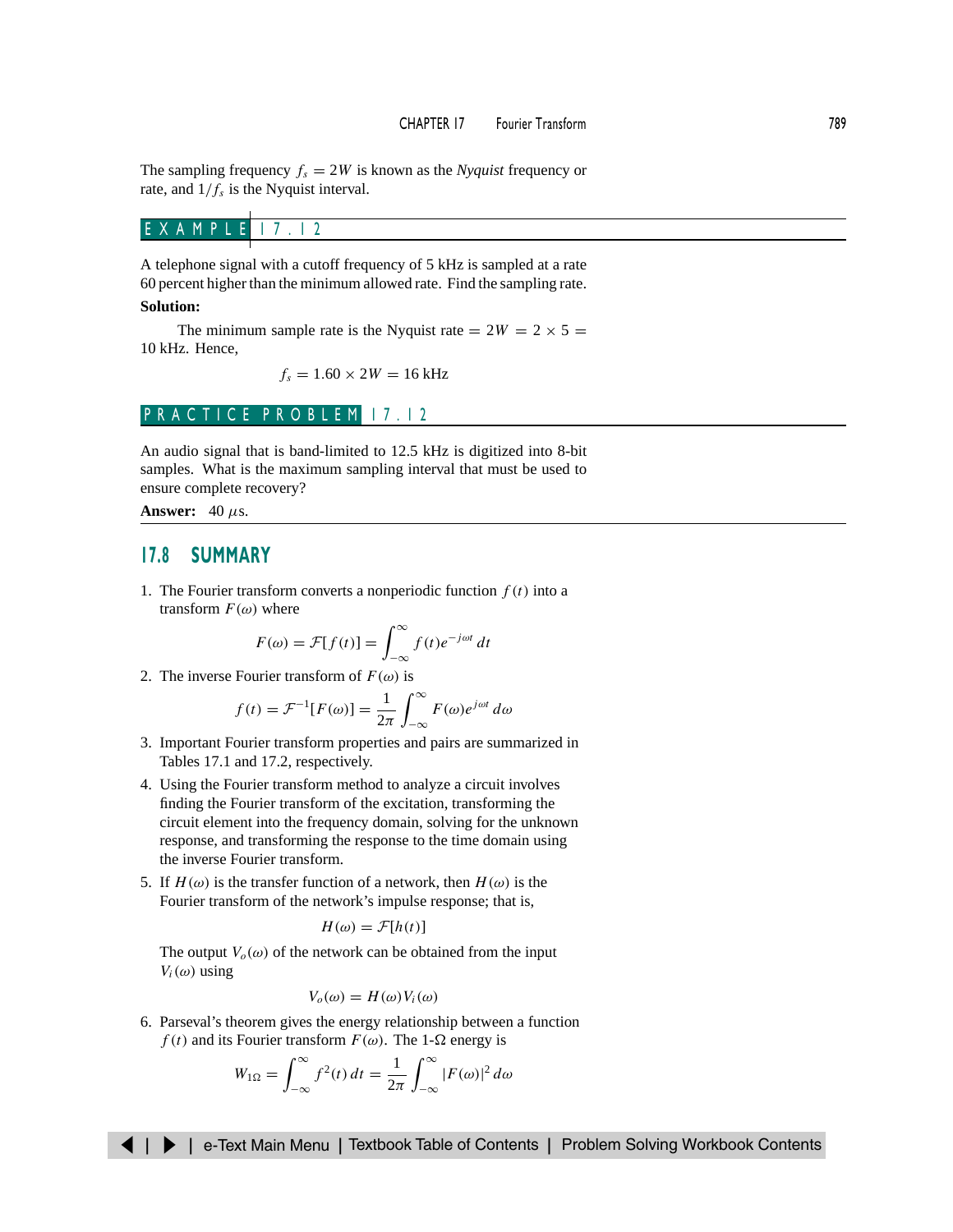The sampling frequency $f_s = 2W$ is known as the *Nyquist* frequency or rate, and $1/f_s$ is the Nyquist interval.

### EXAMPLE 17.12

A telephone signal with a cutoff frequency of 5 kHz is sampled at a rate 60 percent higher than the minimum allowed rate. Find the sampling rate.

**Solution:**

The minimum sample rate is the Nyquist rate $= 2W = 2 \times 5 =$ 10 kHz. Hence,

$$f_s = 1.60 \times 2W = 16 \text{ kHz}$$

### PRACTICE PROBLEM 17.12

An audio signal that is band-limited to 12.5 kHz is digitized into 8-bit samples. What is the maximum sampling interval that must be used to ensure complete recovery?

**Answer:** 40 $\mu$s.

## 17.8 SUMMARY

1. The Fourier transform converts a nonperiodic function $f(t)$ into a transform $F(\omega)$ where

$$F(\omega) = \mathcal{F}[f(t)] = \int_{-\infty}^{\infty} f(t)e^{-j\omega t}\, dt$$

2. The inverse Fourier transform of $F(\omega)$ is

$$f(t) = \mathcal{F}^{-1}[F(\omega)] = \frac{1}{2\pi}\int_{-\infty}^{\infty} F(\omega)e^{j\omega t}\, d\omega$$

3. Important Fourier transform properties and pairs are summarized in Tables 17.1 and 17.2, respectively.

4. Using the Fourier transform method to analyze a circuit involves finding the Fourier transform of the excitation, transforming the circuit element into the frequency domain, solving for the unknown response, and transforming the response to the time domain using the inverse Fourier transform.

5. If $H(\omega)$ is the transfer function of a network, then $H(\omega)$ is the Fourier transform of the network's impulse response; that is,

$$H(\omega) = \mathcal{F}[h(t)]$$

The output $V_o(\omega)$ of the network can be obtained from the input $V_i(\omega)$ using

$$V_o(\omega) = H(\omega)V_i(\omega)$$

6. Parseval's theorem gives the energy relationship between a function $f(t)$ and its Fourier transform $F(\omega)$. The 1-$\Omega$ energy is

$$W_{1\Omega} = \int_{-\infty}^{\infty} f^2(t)\, dt = \frac{1}{2\pi}\int_{-\infty}^{\infty} |F(\omega)|^2\, d\omega$$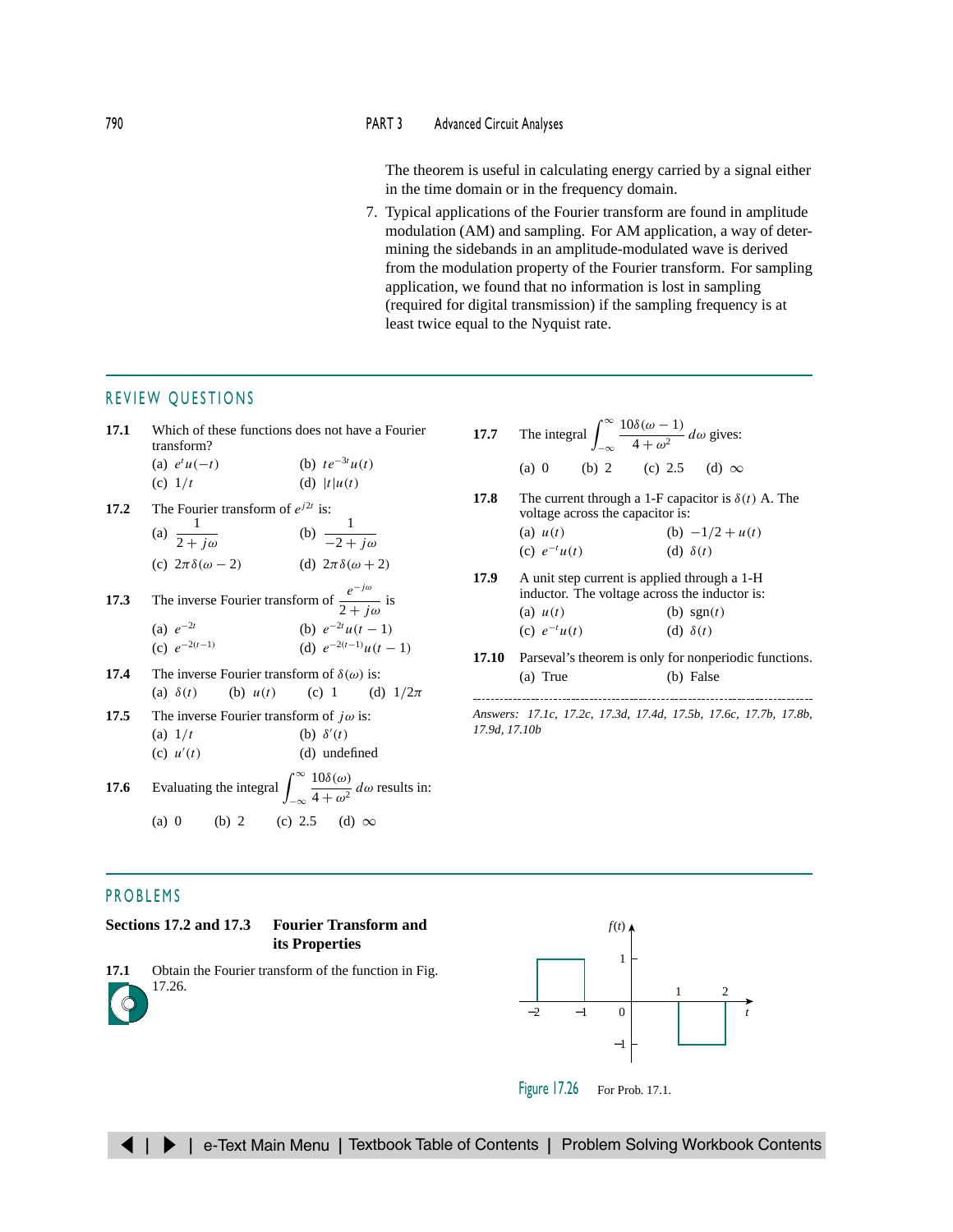The theorem is useful in calculating energy carried by a signal either in the time domain or in the frequency domain.

7. Typical applications of the Fourier transform are found in amplitude modulation (AM) and sampling. For AM application, a way of determining the sidebands in an amplitude-modulated wave is derived from the modulation property of the Fourier transform. For sampling application, we found that no information is lost in sampling (required for digital transmission) if the sampling frequency is at least twice equal to the Nyquist rate.

## REVIEW QUESTIONS

**17.1** Which of these functions does not have a Fourier transform?
(a) $e^t u(-t)$ (b) $te^{-3t}u(t)$
(c) $1/t$ (d) $|t|u(t)$

**17.2** The Fourier transform of $e^{j2t}$ is:
(a) $\dfrac{1}{2+j\omega}$ (b) $\dfrac{1}{-2+j\omega}$
(c) $2\pi\delta(\omega-2)$ (d) $2\pi\delta(\omega+2)$

**17.3** The inverse Fourier transform of $\dfrac{e^{-j\omega}}{2+j\omega}$ is
(a) $e^{-2t}$ (b) $e^{-2t}u(t-1)$
(c) $e^{-2(t-1)}$ (d) $e^{-2(t-1)}u(t-1)$

**17.4** The inverse Fourier transform of $\delta(\omega)$ is:
(a) $\delta(t)$ (b) $u(t)$ (c) 1 (d) $1/2\pi$

**17.5** The inverse Fourier transform of $j\omega$ is:
(a) $1/t$ (b) $\delta'(t)$
(c) $u'(t)$ (d) undefined

**17.6** Evaluating the integral $\displaystyle\int_{-\infty}^{\infty} \frac{10\delta(\omega)}{4+\omega^2}\, d\omega$ results in:
(a) 0 (b) 2 (c) 2.5 (d) $\infty$

**17.7** The integral $\displaystyle\int_{-\infty}^{\infty} \frac{10\delta(\omega-1)}{4+\omega^2}\, d\omega$ gives:
(a) 0 (b) 2 (c) 2.5 (d) $\infty$

**17.8** The current through a 1-F capacitor is $\delta(t)$ A. The voltage across the capacitor is:
(a) $u(t)$ (b) $-1/2 + u(t)$
(c) $e^{-t}u(t)$ (d) $\delta(t)$

**17.9** A unit step current is applied through a 1-H inductor. The voltage across the inductor is:
(a) $u(t)$ (b) $\text{sgn}(t)$
(c) $e^{-t}u(t)$ (d) $\delta(t)$

**17.10** Parseval's theorem is only for nonperiodic functions.
(a) True (b) False

*Answers: 17.1c, 17.2c, 17.3d, 17.4d, 17.5b, 17.6c, 17.7b, 17.8b, 17.9d, 17.10b*

## PROBLEMS

**Sections 17.2 and 17.3 Fourier Transform and its Properties**

**17.1** Obtain the Fourier transform of the function in Fig. 17.26.

Figure 17.26 For Prob. 17.1.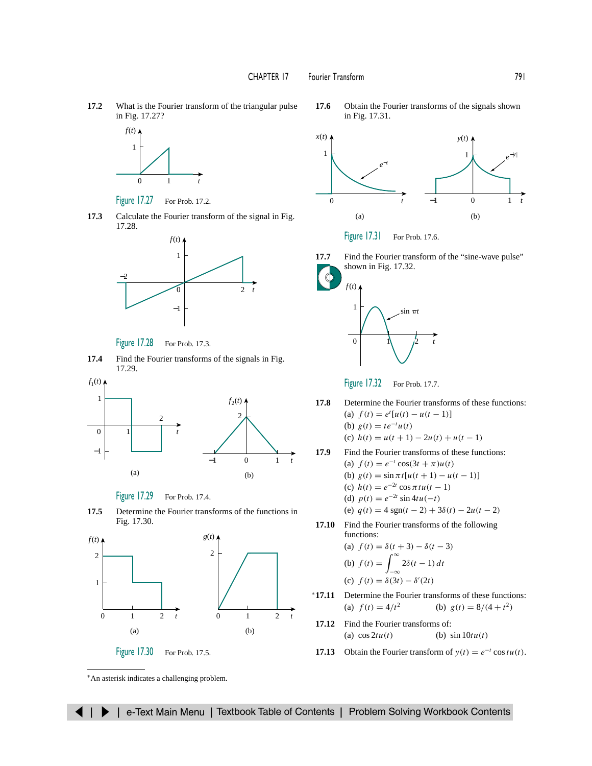**17.2** What is the Fourier transform of the triangular pulse in Fig. 17.27?

Figure 17.27 For Prob. 17.2.

**17.3** Calculate the Fourier transform of the signal in Fig. 17.28.

Figure 17.28 For Prob. 17.3.

**17.4** Find the Fourier transforms of the signals in Fig. 17.29.

(a) (b)

Figure 17.29 For Prob. 17.4.

**17.5** Determine the Fourier transforms of the functions in Fig. 17.30.

(a) (b)

Figure 17.30 For Prob. 17.5.

**17.6** Obtain the Fourier transforms of the signals shown in Fig. 17.31.

(a) (b)

Figure 17.31 For Prob. 17.6.

**17.7** Find the Fourier transform of the "sine-wave pulse" shown in Fig. 17.32.

Figure 17.32 For Prob. 17.7.

**17.8** Determine the Fourier transforms of these functions:

(a) $f(t) = e^{t}[u(t) - u(t-1)]$

(b) $g(t) = te^{-t}u(t)$

(c) $h(t) = u(t+1) - 2u(t) + u(t-1)$

**17.9** Find the Fourier transforms of these functions:

(a) $f(t) = e^{-t}\cos(3t + \pi)u(t)$

(b) $g(t) = \sin \pi t[u(t+1) - u(t-1)]$

(c) $h(t) = e^{-2t}\cos \pi t u(t-1)$

(d) $p(t) = e^{-2t}\sin 4t u(-t)$

(e) $q(t) = 4\,\text{sgn}(t-2) + 3\delta(t) - 2u(t-2)$

**17.10** Find the Fourier transforms of the following functions:

(a) $f(t) = \delta(t+3) - \delta(t-3)$

(b) $f(t) = \displaystyle\int_{-\infty}^{\infty} 2\delta(t-1)\,dt$

(c) $f(t) = \delta(3t) - \delta'(2t)$

***17.11** Determine the Fourier transforms of these functions:

(a) $f(t) = 4/t^2$  (b) $g(t) = 8/(4 + t^2)$

**17.12** Find the Fourier transforms of:

(a) $\cos 2tu(t)$  (b) $\sin 10tu(t)$

**17.13** Obtain the Fourier transform of $y(t) = e^{-t}\cos tu(t)$.

*An asterisk indicates a challenging problem.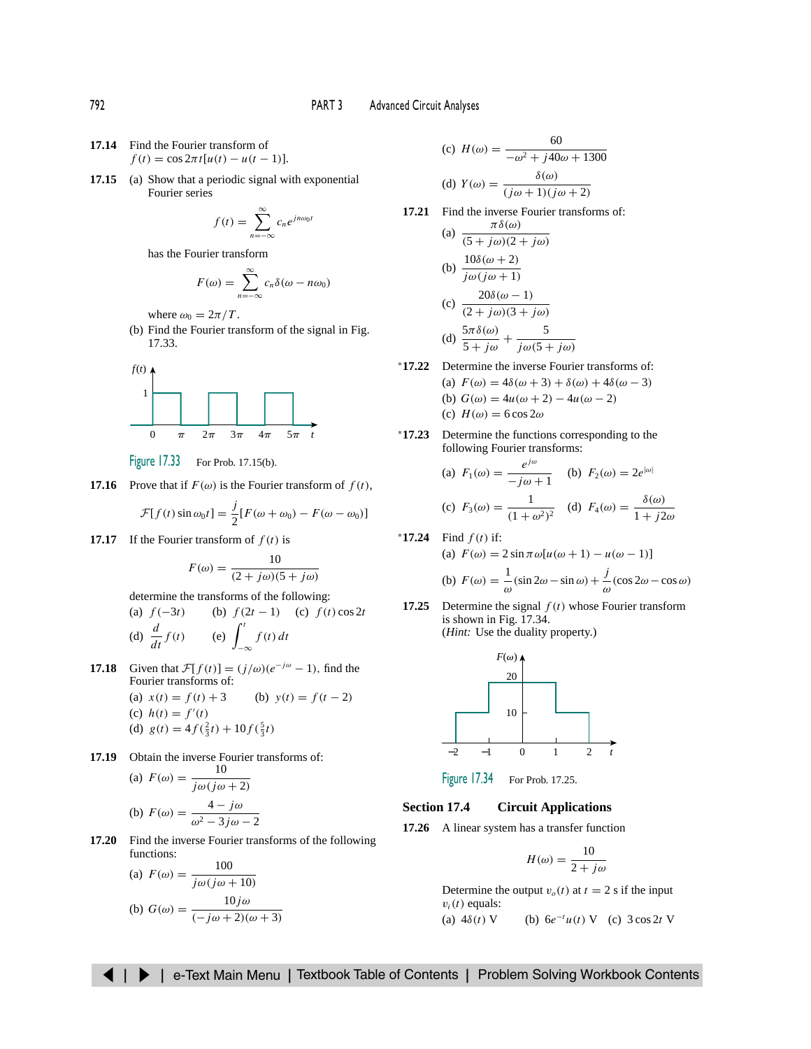**17.14** Find the Fourier transform of $f(t) = \cos 2\pi t[u(t) - u(t-1)]$.

**17.15** (a) Show that a periodic signal with exponential Fourier series

$$f(t) = \sum_{n=-\infty}^{\infty} c_n e^{jn\omega_0 t}$$

has the Fourier transform

$$F(\omega) = \sum_{n=-\infty}^{\infty} c_n \delta(\omega - n\omega_0)$$

where $\omega_0 = 2\pi/T$.

(b) Find the Fourier transform of the signal in Fig. 17.33.

Figure 17.33 For Prob. 17.15(b).

**17.16** Prove that if $F(\omega)$ is the Fourier transform of $f(t)$,

$$\mathcal{F}[f(t)\sin\omega_0 t] = \frac{j}{2}[F(\omega + \omega_0) - F(\omega - \omega_0)]$$

**17.17** If the Fourier transform of $f(t)$ is

$$F(\omega) = \frac{10}{(2 + j\omega)(5 + j\omega)}$$

determine the transforms of the following:

(a) $f(-3t)$ (b) $f(2t-1)$ (c) $f(t)\cos 2t$

(d) $\dfrac{d}{dt}f(t)$ (e) $\displaystyle\int_{-\infty}^{t} f(t)\,dt$

**17.18** Given that $\mathcal{F}[f(t)] = (j/\omega)(e^{-j\omega} - 1)$, find the Fourier transforms of:

(a) $x(t) = f(t) + 3$ (b) $y(t) = f(t-2)$

(c) $h(t) = f'(t)$

(d) $g(t) = 4f(\frac{2}{3}t) + 10f(\frac{5}{3}t)$

**17.19** Obtain the inverse Fourier transforms of:

(a) $F(\omega) = \dfrac{10}{j\omega(j\omega + 2)}$

(b) $F(\omega) = \dfrac{4 - j\omega}{\omega^2 - 3j\omega - 2}$

**17.20** Find the inverse Fourier transforms of the following functions:

(a) $F(\omega) = \dfrac{100}{j\omega(j\omega + 10)}$

(b) $G(\omega) = \dfrac{10j\omega}{(-j\omega + 2)(\omega + 3)}$

(c) $H(\omega) = \dfrac{60}{-\omega^2 + j40\omega + 1300}$

(d) $Y(\omega) = \dfrac{\delta(\omega)}{(j\omega + 1)(j\omega + 2)}$

**17.21** Find the inverse Fourier transforms of:

(a) $\dfrac{\pi\delta(\omega)}{(5 + j\omega)(2 + j\omega)}$

(b) $\dfrac{10\delta(\omega + 2)}{j\omega(j\omega + 1)}$

(c) $\dfrac{20\delta(\omega - 1)}{(2 + j\omega)(3 + j\omega)}$

(d) $\dfrac{5\pi\delta(\omega)}{5 + j\omega} + \dfrac{5}{j\omega(5 + j\omega)}$

***17.22** Determine the inverse Fourier transforms of:

(a) $F(\omega) = 4\delta(\omega + 3) + \delta(\omega) + 4\delta(\omega - 3)$

(b) $G(\omega) = 4u(\omega + 2) - 4u(\omega - 2)$

(c) $H(\omega) = 6\cos 2\omega$

***17.23** Determine the functions corresponding to the following Fourier transforms:

(a) $F_1(\omega) = \dfrac{e^{j\omega}}{-j\omega + 1}$ (b) $F_2(\omega) = 2e^{|\omega|}$

(c) $F_3(\omega) = \dfrac{1}{(1 + \omega^2)^2}$ (d) $F_4(\omega) = \dfrac{\delta(\omega)}{1 + j2\omega}$

***17.24** Find $f(t)$ if:

(a) $F(\omega) = 2\sin\pi\omega[u(\omega + 1) - u(\omega - 1)]$

(b) $F(\omega) = \dfrac{1}{\omega}(\sin 2\omega - \sin\omega) + \dfrac{j}{\omega}(\cos 2\omega - \cos\omega)$

**17.25** Determine the signal $f(t)$ whose Fourier transform is shown in Fig. 17.34.
(*Hint:* Use the duality property.)

Figure 17.34 For Prob. 17.25.

## Section 17.4 Circuit Applications

**17.26** A linear system has a transfer function

$$H(\omega) = \frac{10}{2 + j\omega}$$

Determine the output $v_o(t)$ at $t = 2$ s if the input $v_i(t)$ equals:

(a) $4\delta(t)$ V (b) $6e^{-t}u(t)$ V (c) $3\cos 2t$ V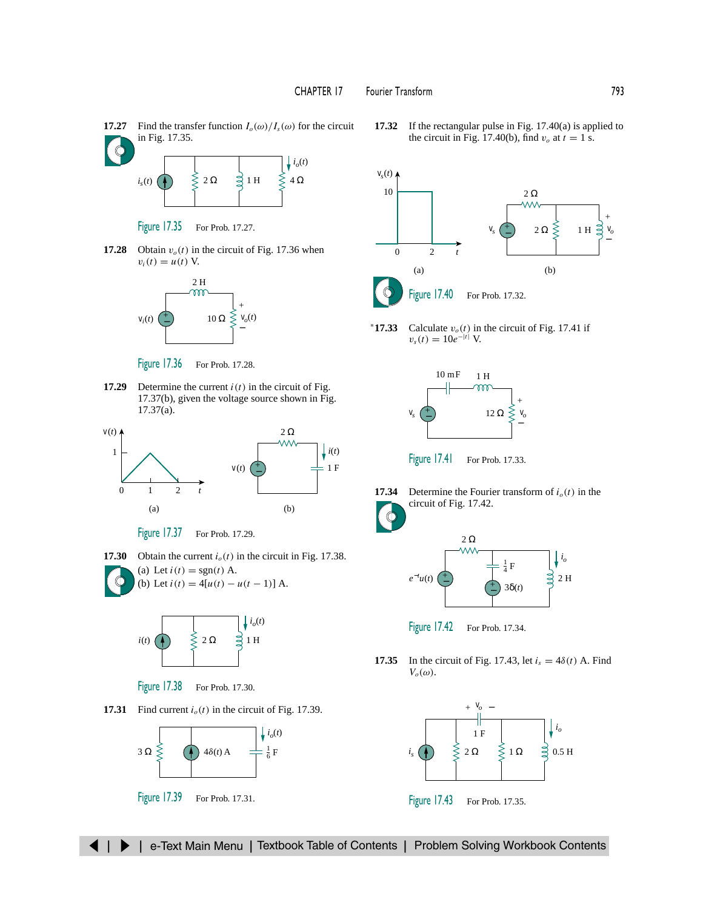**17.27** Find the transfer function $I_o(\omega)/I_s(\omega)$ for the circuit in Fig. 17.35.

Figure 17.35 For Prob. 17.27.

**17.28** Obtain $v_o(t)$ in the circuit of Fig. 17.36 when $v_i(t) = u(t)$ V.

Figure 17.36 For Prob. 17.28.

**17.29** Determine the current $i(t)$ in the circuit of Fig. 17.37(b), given the voltage source shown in Fig. 17.37(a).

Figure 17.37 For Prob. 17.29.

**17.30** Obtain the current $i_o(t)$ in the circuit in Fig. 17.38.
(a) Let $i(t) = \text{sgn}(t)$ A.
(b) Let $i(t) = 4[u(t) - u(t-1)]$ A.

Figure 17.38 For Prob. 17.30.

**17.31** Find current $i_o(t)$ in the circuit of Fig. 17.39.

Figure 17.39 For Prob. 17.31.

**17.32** If the rectangular pulse in Fig. 17.40(a) is applied to the circuit in Fig. 17.40(b), find $v_o$ at $t = 1$ s.

Figure 17.40 For Prob. 17.32.

***17.33** Calculate $v_o(t)$ in the circuit of Fig. 17.41 if $v_s(t) = 10e^{-|t|}$ V.

Figure 17.41 For Prob. 17.33.

**17.34** Determine the Fourier transform of $i_o(t)$ in the circuit of Fig. 17.42.

Figure 17.42 For Prob. 17.34.

**17.35** In the circuit of Fig. 17.43, let $i_s = 4\delta(t)$ A. Find $V_o(\omega)$.

Figure 17.43 For Prob. 17.35.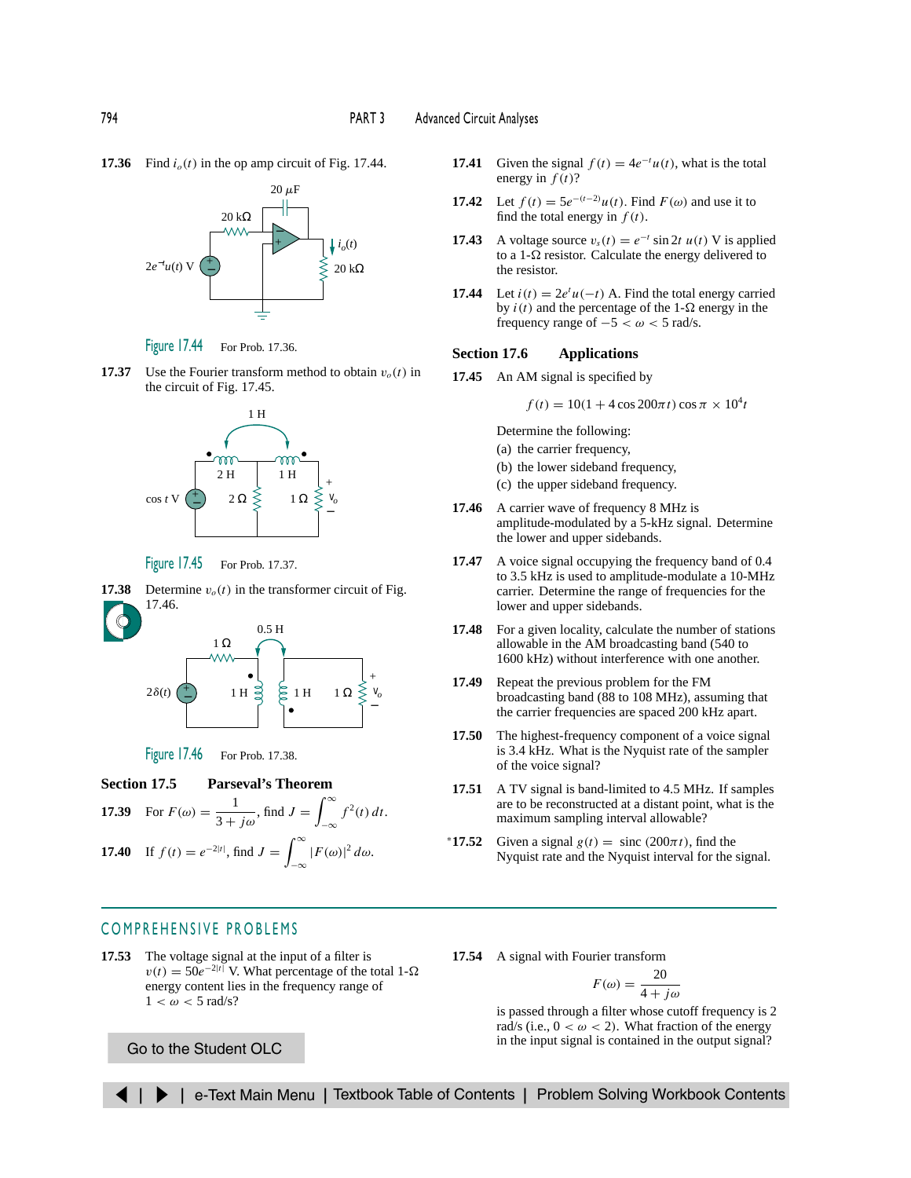**17.36** Find $i_o(t)$ in the op amp circuit of Fig. 17.44.

20 $\mu$F

20 kΩ

$2e^{-t}u(t)$ V

$i_o(t)$

20 kΩ

Figure 17.44 For Prob. 17.36.

**17.37** Use the Fourier transform method to obtain $v_o(t)$ in the circuit of Fig. 17.45.

1 H

2 H

1 H

cos $t$ V

2 Ω

1 Ω

$v_o$

Figure 17.45 For Prob. 17.37.

**17.38** Determine $v_o(t)$ in the transformer circuit of Fig. 17.46.

0.5 H

1 Ω

$2\delta(t)$

1 H

1 H

1 Ω

$v_o$

Figure 17.46 For Prob. 17.38.

## Section 17.5 Parseval's Theorem

**17.39** For $F(\omega) = \dfrac{1}{3 + j\omega}$, find $J = \displaystyle\int_{-\infty}^{\infty} f^2(t)\, dt$.

**17.40** If $f(t) = e^{-2|t|}$, find $J = \displaystyle\int_{-\infty}^{\infty} |F(\omega)|^2\, d\omega$.

**17.41** Given the signal $f(t) = 4e^{-t}u(t)$, what is the total energy in $f(t)$?

**17.42** Let $f(t) = 5e^{-(t-2)}u(t)$. Find $F(\omega)$ and use it to find the total energy in $f(t)$.

**17.43** A voltage source $v_s(t) = e^{-t}\sin 2t\; u(t)$ V is applied to a 1-Ω resistor. Calculate the energy delivered to the resistor.

**17.44** Let $i(t) = 2e^{t}u(-t)$ A. Find the total energy carried by $i(t)$ and the percentage of the 1-Ω energy in the frequency range of $-5 < \omega < 5$ rad/s.

## Section 17.6 Applications

**17.45** An AM signal is specified by

$$f(t) = 10(1 + 4\cos 200\pi t)\cos \pi \times 10^4 t$$

Determine the following:

(a) the carrier frequency,

(b) the lower sideband frequency,

(c) the upper sideband frequency.

**17.46** A carrier wave of frequency 8 MHz is amplitude-modulated by a 5-kHz signal. Determine the lower and upper sidebands.

**17.47** A voice signal occupying the frequency band of 0.4 to 3.5 kHz is used to amplitude-modulate a 10-MHz carrier. Determine the range of frequencies for the lower and upper sidebands.

**17.48** For a given locality, calculate the number of stations allowable in the AM broadcasting band (540 to 1600 kHz) without interference with one another.

**17.49** Repeat the previous problem for the FM broadcasting band (88 to 108 MHz), assuming that the carrier frequencies are spaced 200 kHz apart.

**17.50** The highest-frequency component of a voice signal is 3.4 kHz. What is the Nyquist rate of the sampler of the voice signal?

**17.51** A TV signal is band-limited to 4.5 MHz. If samples are to be reconstructed at a distant point, what is the maximum sampling interval allowable?

**\*17.52** Given a signal $g(t) =$ sinc $(200\pi t)$, find the Nyquist rate and the Nyquist interval for the signal.

## COMPREHENSIVE PROBLEMS

**17.53** The voltage signal at the input of a filter is $v(t) = 50e^{-2|t|}$ V. What percentage of the total 1-Ω energy content lies in the frequency range of $1 < \omega < 5$ rad/s?

**17.54** A signal with Fourier transform

$$F(\omega) = \frac{20}{4 + j\omega}$$

is passed through a filter whose cutoff frequency is 2 rad/s (i.e., $0 < \omega < 2$). What fraction of the energy in the input signal is contained in the output signal?

Go to the Student OLC

◀ | ▶ | e-Text Main Menu | Textbook Table of Contents | Problem Solving Workbook Contents